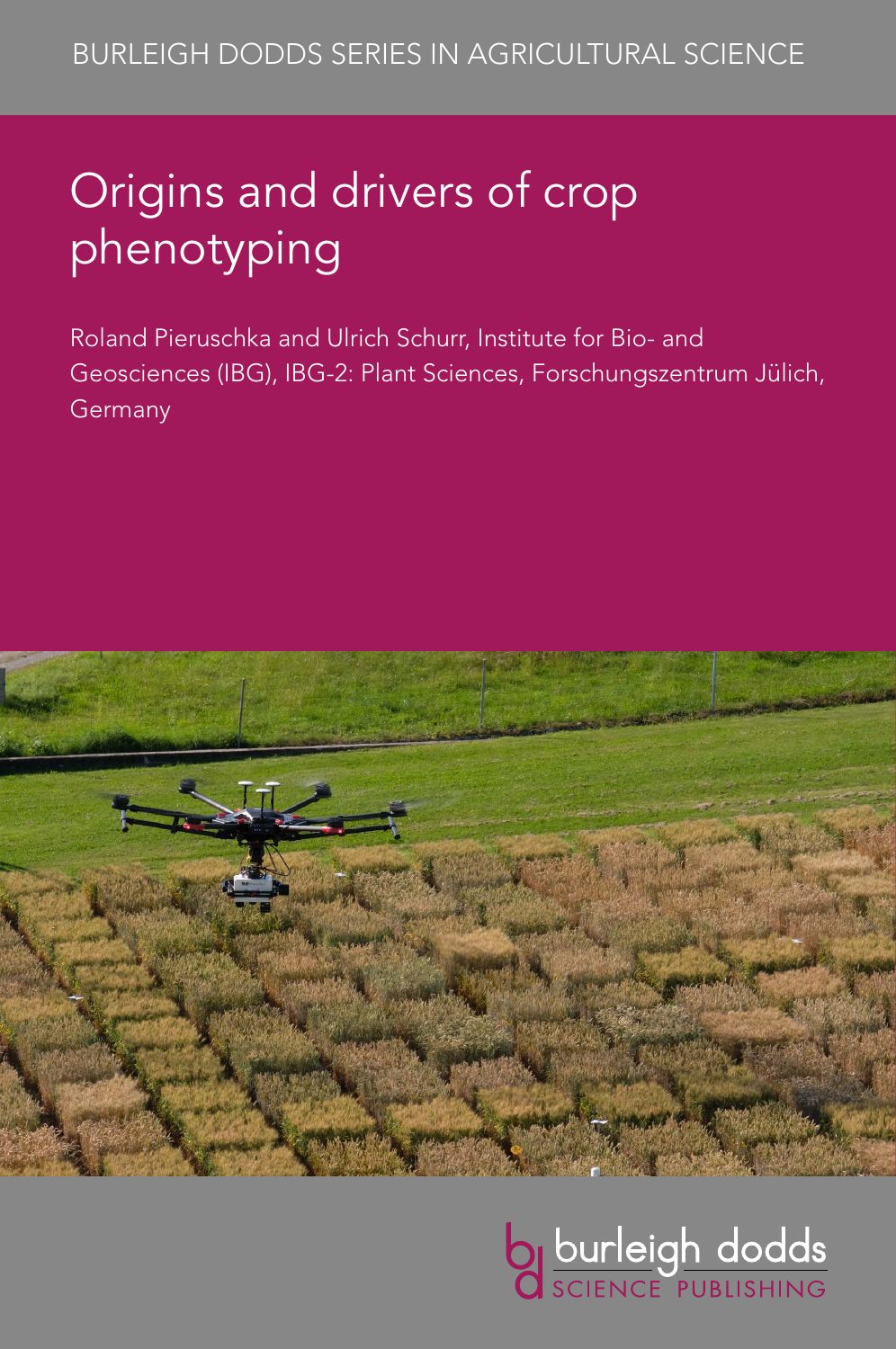BURLEIGH DODDS SERIES IN AGRICULTURAL SCIENCE

# Origins and drivers of crop phenotyping

Roland Pieruschka and Ulrich Schurr, Institute for Bio- and Geosciences (IBG), IBG-2: Plant Sciences, Forschungszentrum Jülich, Germany

burleigh dodds SCIENCE PUBLISHING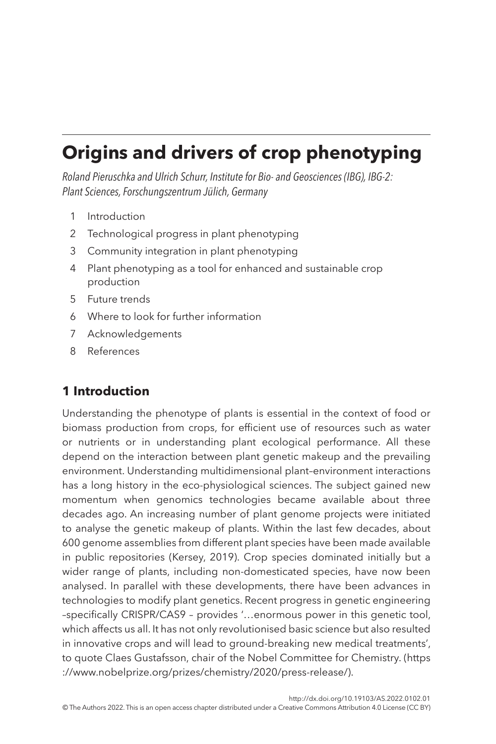# Origins and drivers of crop phenotyping

*Roland Pieruschka and Ulrich Schurr, Institute for Bio- and Geosciences (IBG), IBG-2: Plant Sciences, Forschungszentrum Jülich, Germany*

1. Introduction
2. Technological progress in plant phenotyping
3. Community integration in plant phenotyping
4. Plant phenotyping as a tool for enhanced and sustainable crop production
5. Future trends
6. Where to look for further information
7. Acknowledgements
8. References

## 1 Introduction

Understanding the phenotype of plants is essential in the context of food or biomass production from crops, for efficient use of resources such as water or nutrients or in understanding plant ecological performance. All these depend on the interaction between plant genetic makeup and the prevailing environment. Understanding multidimensional plant–environment interactions has a long history in the eco-physiological sciences. The subject gained new momentum when genomics technologies became available about three decades ago. An increasing number of plant genome projects were initiated to analyse the genetic makeup of plants. Within the last few decades, about 600 genome assemblies from different plant species have been made available in public repositories (Kersey, 2019). Crop species dominated initially but a wider range of plants, including non-domesticated species, have now been analysed. In parallel with these developments, there have been advances in technologies to modify plant genetics. Recent progress in genetic engineering –specifically CRISPR/CAS9 – provides '…enormous power in this genetic tool, which affects us all. It has not only revolutionised basic science but also resulted in innovative crops and will lead to ground-breaking new medical treatments', to quote Claes Gustafsson, chair of the Nobel Committee for Chemistry. (https://www.nobelprize.org/prizes/chemistry/2020/press-release/).

http://dx.doi.org/10.19103/AS.2022.0102.01

© The Authors 2022. This is an open access chapter distributed under a Creative Commons Attribution 4.0 License (CC BY)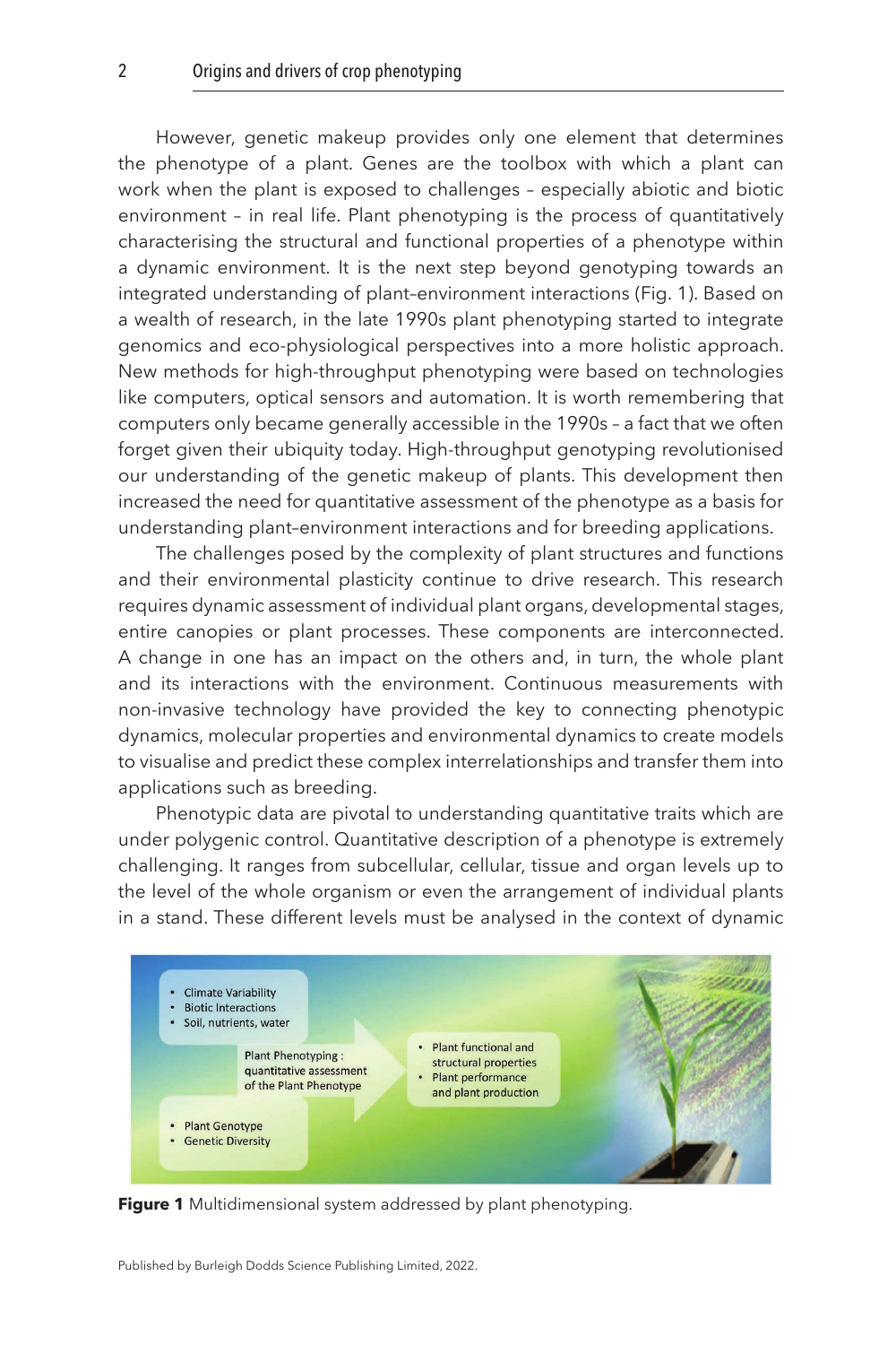However, genetic makeup provides only one element that determines the phenotype of a plant. Genes are the toolbox with which a plant can work when the plant is exposed to challenges – especially abiotic and biotic environment – in real life. Plant phenotyping is the process of quantitatively characterising the structural and functional properties of a phenotype within a dynamic environment. It is the next step beyond genotyping towards an integrated understanding of plant–environment interactions (Fig. 1). Based on a wealth of research, in the late 1990s plant phenotyping started to integrate genomics and eco-physiological perspectives into a more holistic approach. New methods for high-throughput phenotyping were based on technologies like computers, optical sensors and automation. It is worth remembering that computers only became generally accessible in the 1990s – a fact that we often forget given their ubiquity today. High-throughput genotyping revolutionised our understanding of the genetic makeup of plants. This development then increased the need for quantitative assessment of the phenotype as a basis for understanding plant–environment interactions and for breeding applications.

The challenges posed by the complexity of plant structures and functions and their environmental plasticity continue to drive research. This research requires dynamic assessment of individual plant organs, developmental stages, entire canopies or plant processes. These components are interconnected. A change in one has an impact on the others and, in turn, the whole plant and its interactions with the environment. Continuous measurements with non-invasive technology have provided the key to connecting phenotypic dynamics, molecular properties and environmental dynamics to create models to visualise and predict these complex interrelationships and transfer them into applications such as breeding.

Phenotypic data are pivotal to understanding quantitative traits which are under polygenic control. Quantitative description of a phenotype is extremely challenging. It ranges from subcellular, cellular, tissue and organ levels up to the level of the whole organism or even the arrangement of individual plants in a stand. These different levels must be analysed in the context of dynamic

**Figure 1** Multidimensional system addressed by plant phenotyping.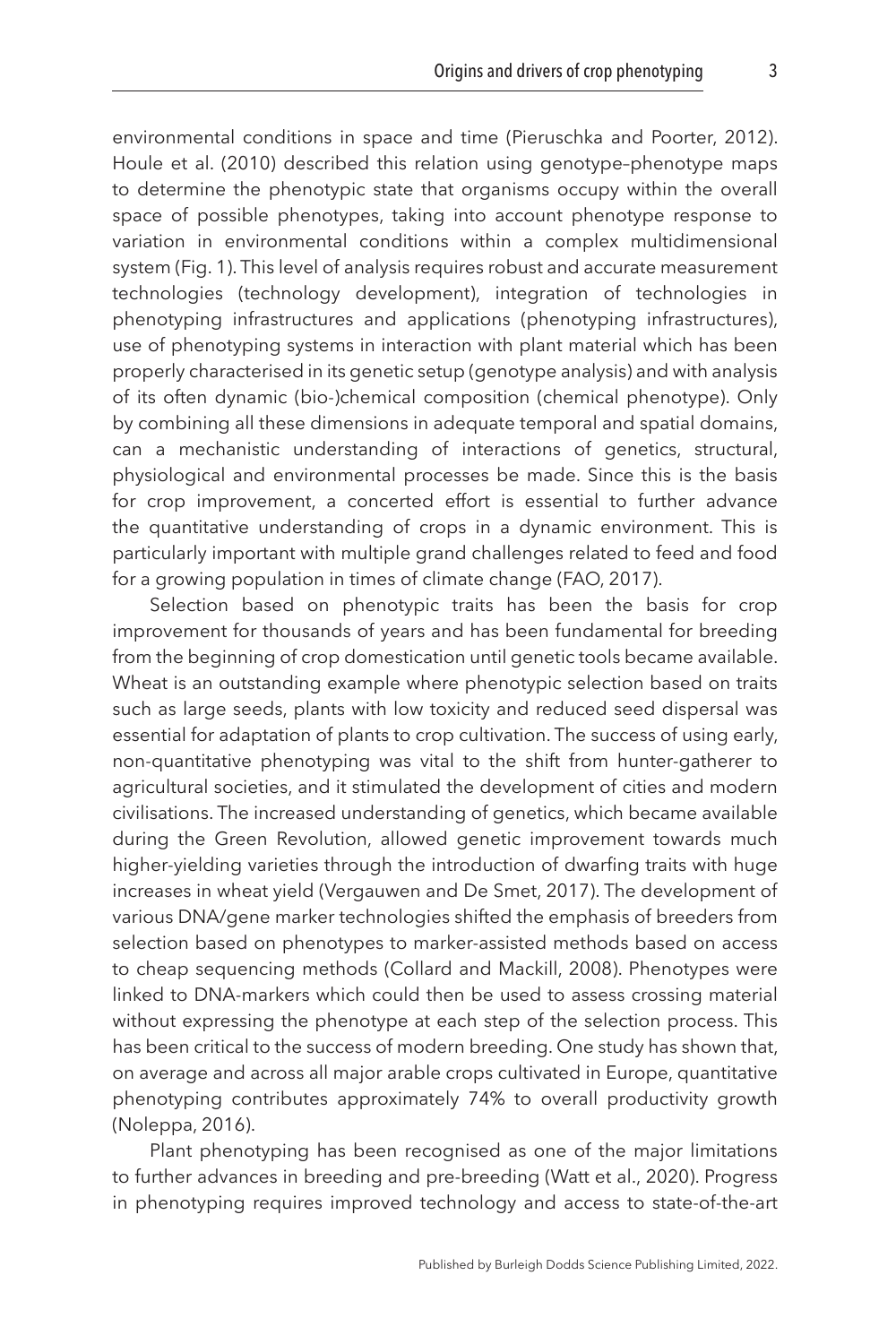environmental conditions in space and time (Pieruschka and Poorter, 2012). Houle et al. (2010) described this relation using genotype–phenotype maps to determine the phenotypic state that organisms occupy within the overall space of possible phenotypes, taking into account phenotype response to variation in environmental conditions within a complex multidimensional system (Fig. 1). This level of analysis requires robust and accurate measurement technologies (technology development), integration of technologies in phenotyping infrastructures and applications (phenotyping infrastructures), use of phenotyping systems in interaction with plant material which has been properly characterised in its genetic setup (genotype analysis) and with analysis of its often dynamic (bio-)chemical composition (chemical phenotype). Only by combining all these dimensions in adequate temporal and spatial domains, can a mechanistic understanding of interactions of genetics, structural, physiological and environmental processes be made. Since this is the basis for crop improvement, a concerted effort is essential to further advance the quantitative understanding of crops in a dynamic environment. This is particularly important with multiple grand challenges related to feed and food for a growing population in times of climate change (FAO, 2017).

Selection based on phenotypic traits has been the basis for crop improvement for thousands of years and has been fundamental for breeding from the beginning of crop domestication until genetic tools became available. Wheat is an outstanding example where phenotypic selection based on traits such as large seeds, plants with low toxicity and reduced seed dispersal was essential for adaptation of plants to crop cultivation. The success of using early, non-quantitative phenotyping was vital to the shift from hunter-gatherer to agricultural societies, and it stimulated the development of cities and modern civilisations. The increased understanding of genetics, which became available during the Green Revolution, allowed genetic improvement towards much higher-yielding varieties through the introduction of dwarfing traits with huge increases in wheat yield (Vergauwen and De Smet, 2017). The development of various DNA/gene marker technologies shifted the emphasis of breeders from selection based on phenotypes to marker-assisted methods based on access to cheap sequencing methods (Collard and Mackill, 2008). Phenotypes were linked to DNA-markers which could then be used to assess crossing material without expressing the phenotype at each step of the selection process. This has been critical to the success of modern breeding. One study has shown that, on average and across all major arable crops cultivated in Europe, quantitative phenotyping contributes approximately 74% to overall productivity growth (Noleppa, 2016).

Plant phenotyping has been recognised as one of the major limitations to further advances in breeding and pre-breeding (Watt et al., 2020). Progress in phenotyping requires improved technology and access to state-of-the-art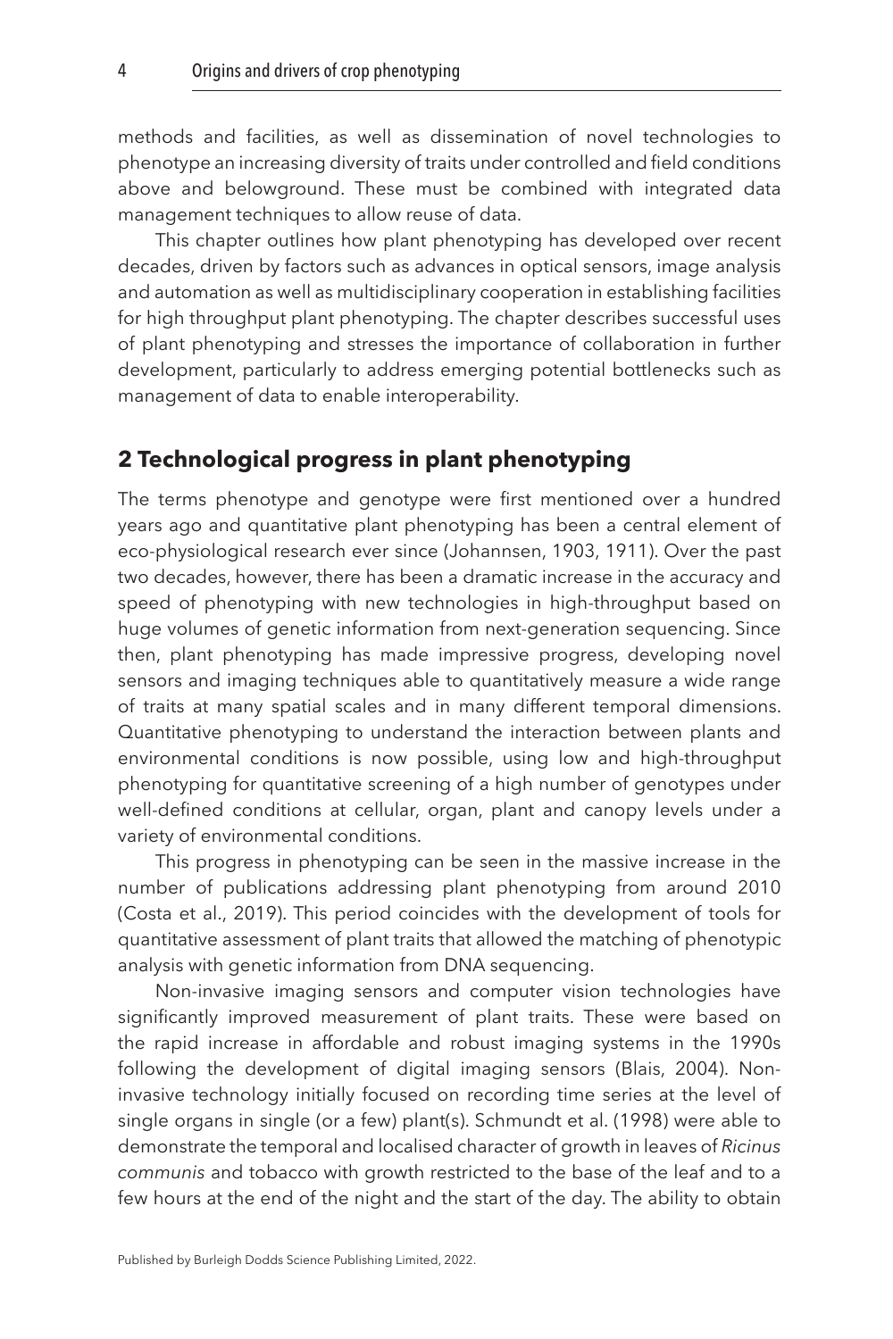methods and facilities, as well as dissemination of novel technologies to phenotype an increasing diversity of traits under controlled and field conditions above and belowground. These must be combined with integrated data management techniques to allow reuse of data.

This chapter outlines how plant phenotyping has developed over recent decades, driven by factors such as advances in optical sensors, image analysis and automation as well as multidisciplinary cooperation in establishing facilities for high throughput plant phenotyping. The chapter describes successful uses of plant phenotyping and stresses the importance of collaboration in further development, particularly to address emerging potential bottlenecks such as management of data to enable interoperability.

## 2 Technological progress in plant phenotyping

The terms phenotype and genotype were first mentioned over a hundred years ago and quantitative plant phenotyping has been a central element of eco-physiological research ever since (Johannsen, 1903, 1911). Over the past two decades, however, there has been a dramatic increase in the accuracy and speed of phenotyping with new technologies in high-throughput based on huge volumes of genetic information from next-generation sequencing. Since then, plant phenotyping has made impressive progress, developing novel sensors and imaging techniques able to quantitatively measure a wide range of traits at many spatial scales and in many different temporal dimensions. Quantitative phenotyping to understand the interaction between plants and environmental conditions is now possible, using low and high-throughput phenotyping for quantitative screening of a high number of genotypes under well-defined conditions at cellular, organ, plant and canopy levels under a variety of environmental conditions.

This progress in phenotyping can be seen in the massive increase in the number of publications addressing plant phenotyping from around 2010 (Costa et al., 2019). This period coincides with the development of tools for quantitative assessment of plant traits that allowed the matching of phenotypic analysis with genetic information from DNA sequencing.

Non-invasive imaging sensors and computer vision technologies have significantly improved measurement of plant traits. These were based on the rapid increase in affordable and robust imaging systems in the 1990s following the development of digital imaging sensors (Blais, 2004). Non-invasive technology initially focused on recording time series at the level of single organs in single (or a few) plant(s). Schmundt et al. (1998) were able to demonstrate the temporal and localised character of growth in leaves of *Ricinus communis* and tobacco with growth restricted to the base of the leaf and to a few hours at the end of the night and the start of the day. The ability to obtain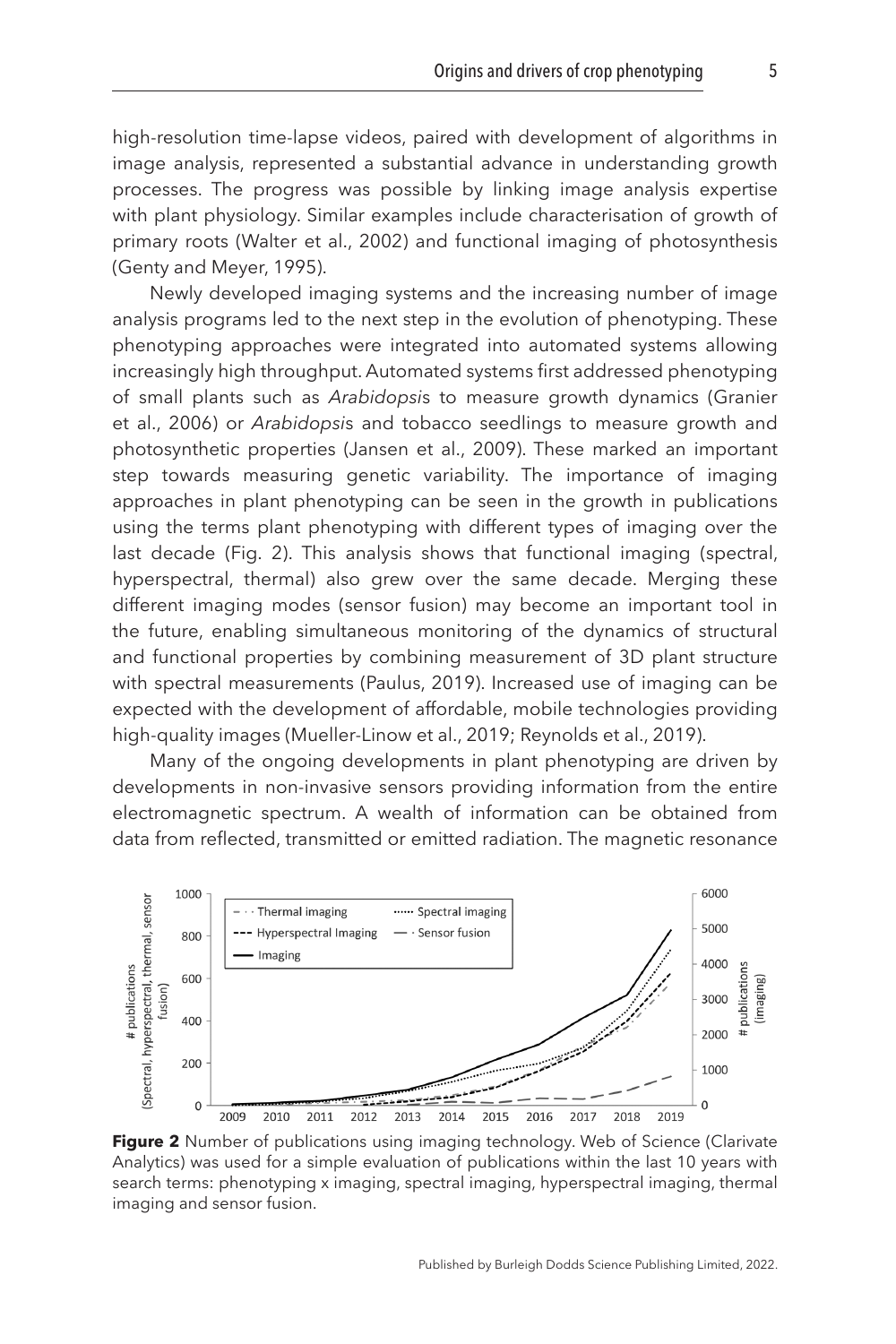high-resolution time-lapse videos, paired with development of algorithms in image analysis, represented a substantial advance in understanding growth processes. The progress was possible by linking image analysis expertise with plant physiology. Similar examples include characterisation of growth of primary roots (Walter et al., 2002) and functional imaging of photosynthesis (Genty and Meyer, 1995).

Newly developed imaging systems and the increasing number of image analysis programs led to the next step in the evolution of phenotyping. These phenotyping approaches were integrated into automated systems allowing increasingly high throughput. Automated systems first addressed phenotyping of small plants such as *Arabidopsis* to measure growth dynamics (Granier et al., 2006) or *Arabidopsis* and tobacco seedlings to measure growth and photosynthetic properties (Jansen et al., 2009). These marked an important step towards measuring genetic variability. The importance of imaging approaches in plant phenotyping can be seen in the growth in publications using the terms plant phenotyping with different types of imaging over the last decade (Fig. 2). This analysis shows that functional imaging (spectral, hyperspectral, thermal) also grew over the same decade. Merging these different imaging modes (sensor fusion) may become an important tool in the future, enabling simultaneous monitoring of the dynamics of structural and functional properties by combining measurement of 3D plant structure with spectral measurements (Paulus, 2019). Increased use of imaging can be expected with the development of affordable, mobile technologies providing high-quality images (Mueller-Linow et al., 2019; Reynolds et al., 2019).

Many of the ongoing developments in plant phenotyping are driven by developments in non-invasive sensors providing information from the entire electromagnetic spectrum. A wealth of information can be obtained from data from reflected, transmitted or emitted radiation. The magnetic resonance

**Figure 2** Number of publications using imaging technology. Web of Science (Clarivate Analytics) was used for a simple evaluation of publications within the last 10 years with search terms: phenotyping x imaging, spectral imaging, hyperspectral imaging, thermal imaging and sensor fusion.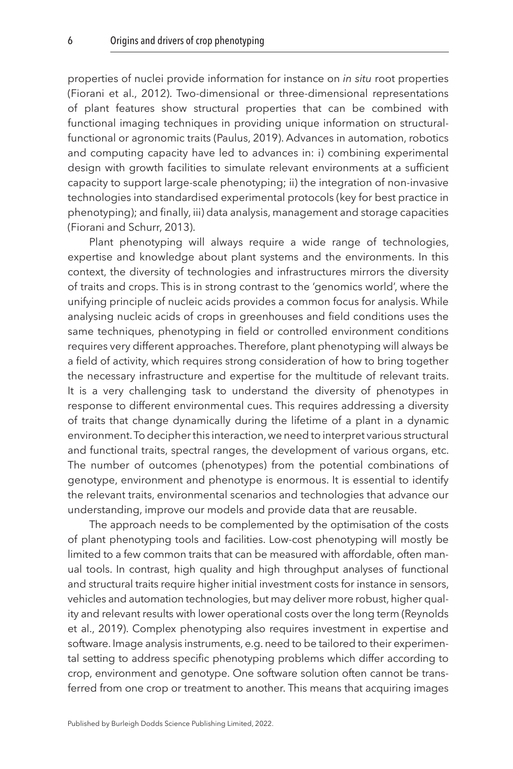properties of nuclei provide information for instance on *in situ* root properties (Fiorani et al., 2012). Two-dimensional or three-dimensional representations of plant features show structural properties that can be combined with functional imaging techniques in providing unique information on structural-functional or agronomic traits (Paulus, 2019). Advances in automation, robotics and computing capacity have led to advances in: i) combining experimental design with growth facilities to simulate relevant environments at a sufficient capacity to support large-scale phenotyping; ii) the integration of non-invasive technologies into standardised experimental protocols (key for best practice in phenotyping); and finally, iii) data analysis, management and storage capacities (Fiorani and Schurr, 2013).

Plant phenotyping will always require a wide range of technologies, expertise and knowledge about plant systems and the environments. In this context, the diversity of technologies and infrastructures mirrors the diversity of traits and crops. This is in strong contrast to the 'genomics world', where the unifying principle of nucleic acids provides a common focus for analysis. While analysing nucleic acids of crops in greenhouses and field conditions uses the same techniques, phenotyping in field or controlled environment conditions requires very different approaches. Therefore, plant phenotyping will always be a field of activity, which requires strong consideration of how to bring together the necessary infrastructure and expertise for the multitude of relevant traits. It is a very challenging task to understand the diversity of phenotypes in response to different environmental cues. This requires addressing a diversity of traits that change dynamically during the lifetime of a plant in a dynamic environment. To decipher this interaction, we need to interpret various structural and functional traits, spectral ranges, the development of various organs, etc. The number of outcomes (phenotypes) from the potential combinations of genotype, environment and phenotype is enormous. It is essential to identify the relevant traits, environmental scenarios and technologies that advance our understanding, improve our models and provide data that are reusable.

The approach needs to be complemented by the optimisation of the costs of plant phenotyping tools and facilities. Low-cost phenotyping will mostly be limited to a few common traits that can be measured with affordable, often manual tools. In contrast, high quality and high throughput analyses of functional and structural traits require higher initial investment costs for instance in sensors, vehicles and automation technologies, but may deliver more robust, higher quality and relevant results with lower operational costs over the long term (Reynolds et al., 2019). Complex phenotyping also requires investment in expertise and software. Image analysis instruments, e.g. need to be tailored to their experimental setting to address specific phenotyping problems which differ according to crop, environment and genotype. One software solution often cannot be transferred from one crop or treatment to another. This means that acquiring images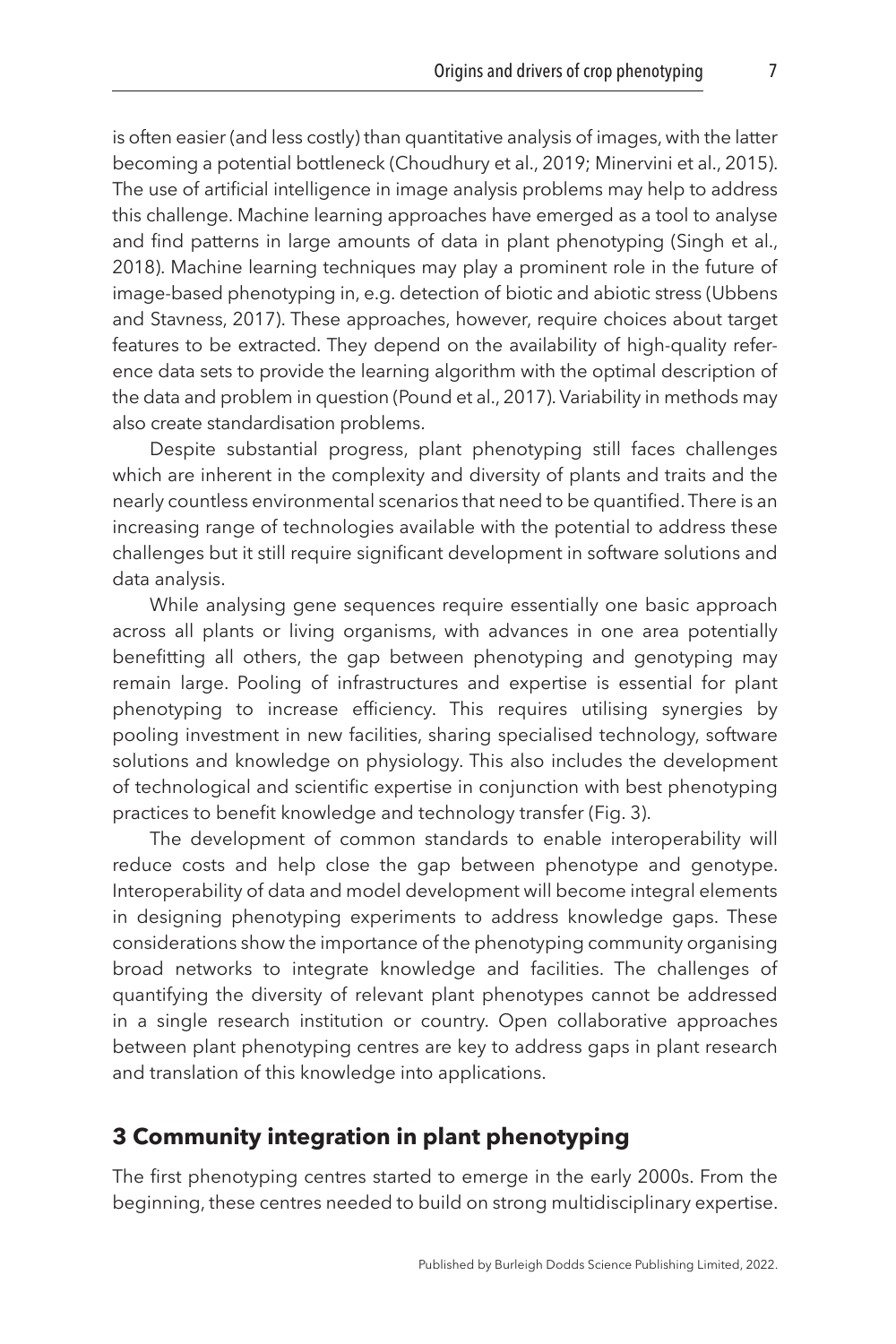is often easier (and less costly) than quantitative analysis of images, with the latter becoming a potential bottleneck (Choudhury et al., 2019; Minervini et al., 2015). The use of artificial intelligence in image analysis problems may help to address this challenge. Machine learning approaches have emerged as a tool to analyse and find patterns in large amounts of data in plant phenotyping (Singh et al., 2018). Machine learning techniques may play a prominent role in the future of image-based phenotyping in, e.g. detection of biotic and abiotic stress (Ubbens and Stavness, 2017). These approaches, however, require choices about target features to be extracted. They depend on the availability of high-quality reference data sets to provide the learning algorithm with the optimal description of the data and problem in question (Pound et al., 2017). Variability in methods may also create standardisation problems.

Despite substantial progress, plant phenotyping still faces challenges which are inherent in the complexity and diversity of plants and traits and the nearly countless environmental scenarios that need to be quantified. There is an increasing range of technologies available with the potential to address these challenges but it still require significant development in software solutions and data analysis.

While analysing gene sequences require essentially one basic approach across all plants or living organisms, with advances in one area potentially benefitting all others, the gap between phenotyping and genotyping may remain large. Pooling of infrastructures and expertise is essential for plant phenotyping to increase efficiency. This requires utilising synergies by pooling investment in new facilities, sharing specialised technology, software solutions and knowledge on physiology. This also includes the development of technological and scientific expertise in conjunction with best phenotyping practices to benefit knowledge and technology transfer (Fig. 3).

The development of common standards to enable interoperability will reduce costs and help close the gap between phenotype and genotype. Interoperability of data and model development will become integral elements in designing phenotyping experiments to address knowledge gaps. These considerations show the importance of the phenotyping community organising broad networks to integrate knowledge and facilities. The challenges of quantifying the diversity of relevant plant phenotypes cannot be addressed in a single research institution or country. Open collaborative approaches between plant phenotyping centres are key to address gaps in plant research and translation of this knowledge into applications.

## 3 Community integration in plant phenotyping

The first phenotyping centres started to emerge in the early 2000s. From the beginning, these centres needed to build on strong multidisciplinary expertise.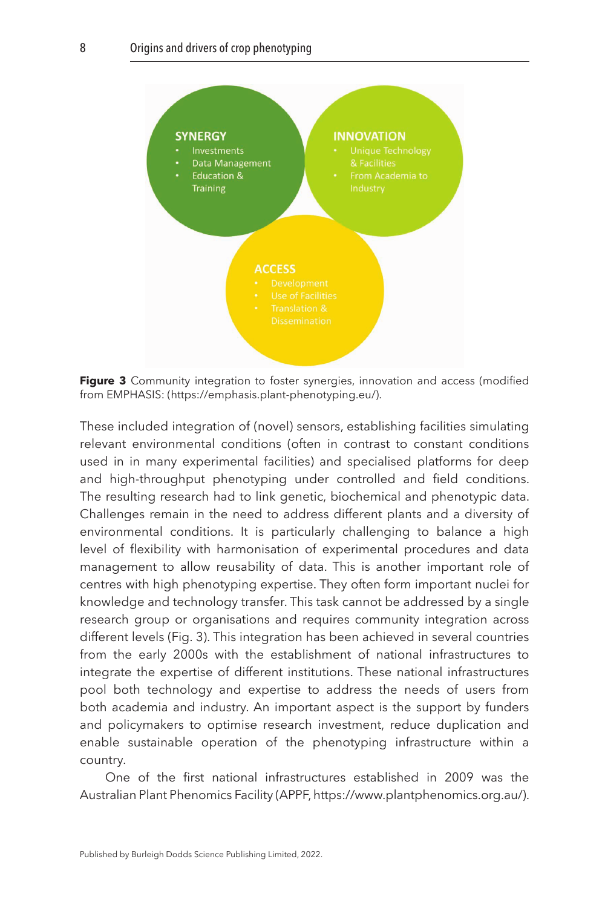SYNERGY
- Investments
- Data Management
- Education & Training

INNOVATION
- Unique Technology & Facilities
- From Academia to Industry

ACCESS
- Development
- Use of Facilities
- Translation & Dissemination

**Figure 3** Community integration to foster synergies, innovation and access (modified from EMPHASIS: (https://emphasis.plant-phenotyping.eu/).

These included integration of (novel) sensors, establishing facilities simulating relevant environmental conditions (often in contrast to constant conditions used in in many experimental facilities) and specialised platforms for deep and high-throughput phenotyping under controlled and field conditions. The resulting research had to link genetic, biochemical and phenotypic data. Challenges remain in the need to address different plants and a diversity of environmental conditions. It is particularly challenging to balance a high level of flexibility with harmonisation of experimental procedures and data management to allow reusability of data. This is another important role of centres with high phenotyping expertise. They often form important nuclei for knowledge and technology transfer. This task cannot be addressed by a single research group or organisations and requires community integration across different levels (Fig. 3). This integration has been achieved in several countries from the early 2000s with the establishment of national infrastructures to integrate the expertise of different institutions. These national infrastructures pool both technology and expertise to address the needs of users from both academia and industry. An important aspect is the support by funders and policymakers to optimise research investment, reduce duplication and enable sustainable operation of the phenotyping infrastructure within a country.

One of the first national infrastructures established in 2009 was the Australian Plant Phenomics Facility (APPF, https://www.plantphenomics.org.au/).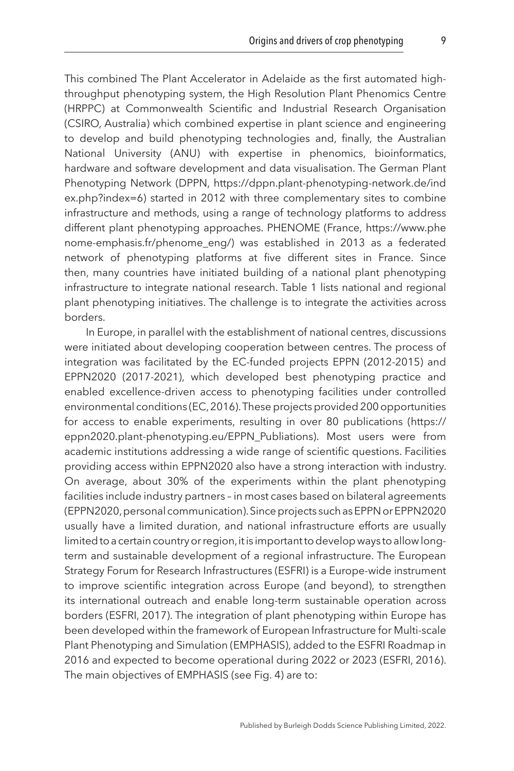This combined The Plant Accelerator in Adelaide as the first automated high-throughput phenotyping system, the High Resolution Plant Phenomics Centre (HRPPC) at Commonwealth Scientific and Industrial Research Organisation (CSIRO, Australia) which combined expertise in plant science and engineering to develop and build phenotyping technologies and, finally, the Australian National University (ANU) with expertise in phenomics, bioinformatics, hardware and software development and data visualisation. The German Plant Phenotyping Network (DPPN, https://dppn.plant-phenotyping-network.de/index.php?index=6) started in 2012 with three complementary sites to combine infrastructure and methods, using a range of technology platforms to address different plant phenotyping approaches. PHENOME (France, https://www.phenome-emphasis.fr/phenome_eng/) was established in 2013 as a federated network of phenotyping platforms at five different sites in France. Since then, many countries have initiated building of a national plant phenotyping infrastructure to integrate national research. Table 1 lists national and regional plant phenotyping initiatives. The challenge is to integrate the activities across borders.

In Europe, in parallel with the establishment of national centres, discussions were initiated about developing cooperation between centres. The process of integration was facilitated by the EC-funded projects EPPN (2012-2015) and EPPN2020 (2017-2021), which developed best phenotyping practice and enabled excellence-driven access to phenotyping facilities under controlled environmental conditions (EC, 2016). These projects provided 200 opportunities for access to enable experiments, resulting in over 80 publications (https://eppn2020.plant-phenotyping.eu/EPPN_Publiations). Most users were from academic institutions addressing a wide range of scientific questions. Facilities providing access within EPPN2020 also have a strong interaction with industry. On average, about 30% of the experiments within the plant phenotyping facilities include industry partners – in most cases based on bilateral agreements (EPPN2020, personal communication). Since projects such as EPPN or EPPN2020 usually have a limited duration, and national infrastructure efforts are usually limited to a certain country or region, it is important to develop ways to allow long-term and sustainable development of a regional infrastructure. The European Strategy Forum for Research Infrastructures (ESFRI) is a Europe-wide instrument to improve scientific integration across Europe (and beyond), to strengthen its international outreach and enable long-term sustainable operation across borders (ESFRI, 2017). The integration of plant phenotyping within Europe has been developed within the framework of European Infrastructure for Multi-scale Plant Phenotyping and Simulation (EMPHASIS), added to the ESFRI Roadmap in 2016 and expected to become operational during 2022 or 2023 (ESFRI, 2016). The main objectives of EMPHASIS (see Fig. 4) are to: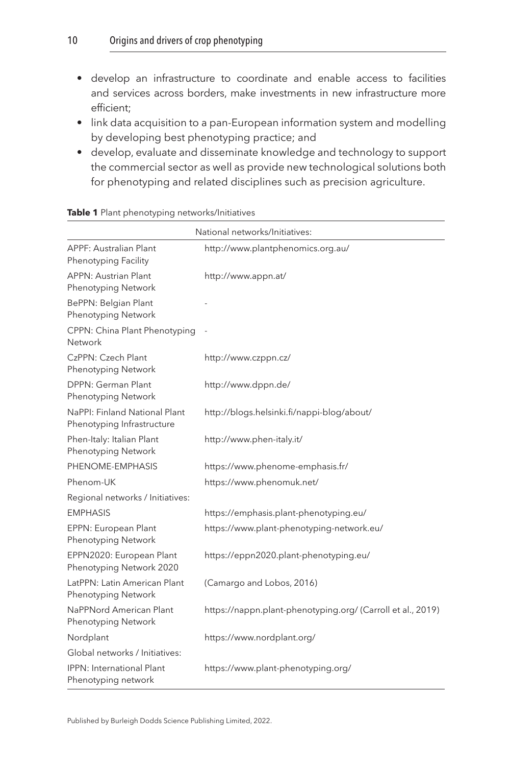- develop an infrastructure to coordinate and enable access to facilities and services across borders, make investments in new infrastructure more efficient;
- link data acquisition to a pan-European information system and modelling by developing best phenotyping practice; and
- develop, evaluate and disseminate knowledge and technology to support the commercial sector as well as provide new technological solutions both for phenotyping and related disciplines such as precision agriculture.

**Table 1** Plant phenotyping networks/Initiatives

| National networks/Initiatives: | |
|---|---|
| APPF: Australian Plant Phenotyping Facility | http://www.plantphenomics.org.au/ |
| APPN: Austrian Plant Phenotyping Network | http://www.appn.at/ |
| BePPN: Belgian Plant Phenotyping Network | - |
| CPPN: China Plant Phenotyping Network | - |
| CzPPN: Czech Plant Phenotyping Network | http://www.czppn.cz/ |
| DPPN: German Plant Phenotyping Network | http://www.dppn.de/ |
| NaPPI: Finland National Plant Phenotyping Infrastructure | http://blogs.helsinki.fi/nappi-blog/about/ |
| Phen-Italy: Italian Plant Phenotyping Network | http://www.phen-italy.it/ |
| PHENOME-EMPHASIS | https://www.phenome-emphasis.fr/ |
| Phenom-UK | https://www.phenomuk.net/ |
| Regional networks / Initiatives: | |
| EMPHASIS | https://emphasis.plant-phenotyping.eu/ |
| EPPN: European Plant Phenotyping Network | https://www.plant-phenotyping-network.eu/ |
| EPPN2020: European Plant Phenotyping Network 2020 | https://eppn2020.plant-phenotyping.eu/ |
| LatPPN: Latin American Plant Phenotyping Network | (Camargo and Lobos, 2016) |
| NaPPNord American Plant Phenotyping Network | https://nappn.plant-phenotyping.org/ (Carroll et al., 2019) |
| Nordplant | https://www.nordplant.org/ |
| Global networks / Initiatives: | |
| IPPN: International Plant Phenotyping network | https://www.plant-phenotyping.org/ |

Published by Burleigh Dodds Science Publishing Limited, 2022.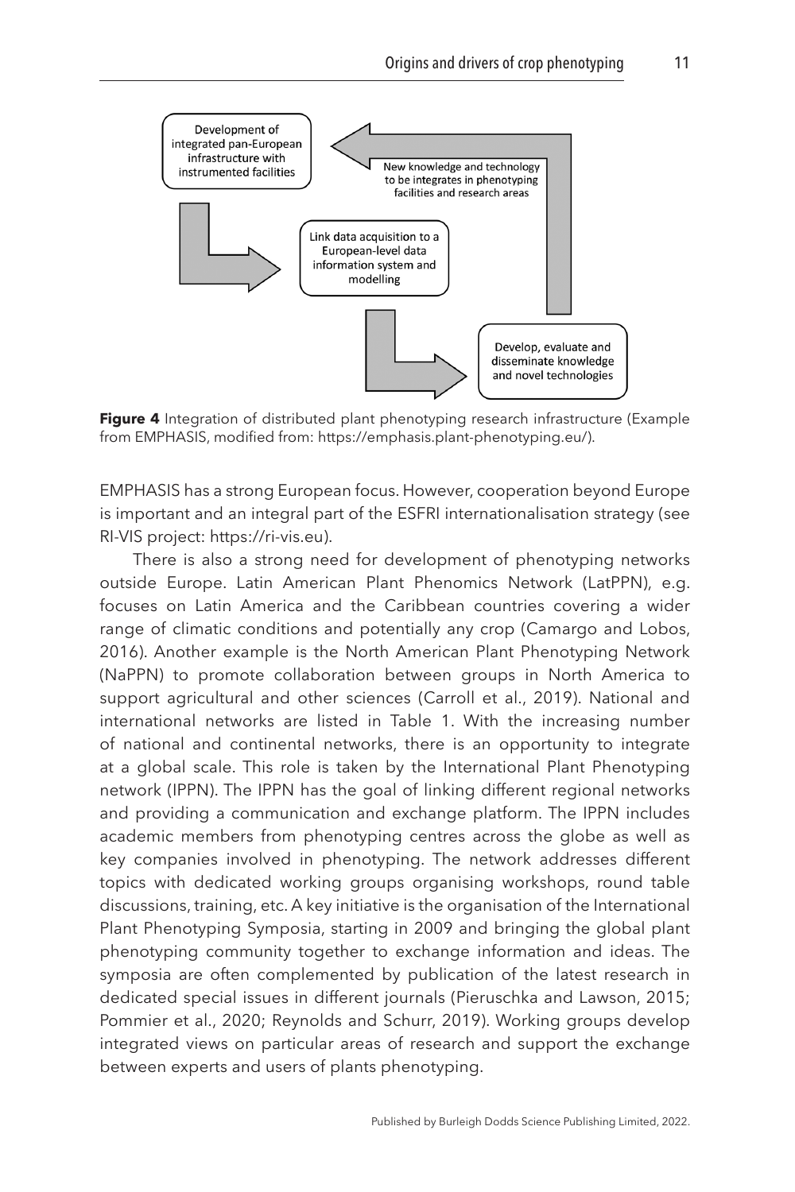Development of integrated pan-European infrastructure with instrumented facilities

New knowledge and technology to be integrates in phenotyping facilities and research areas

Link data acquisition to a European-level data information system and modelling

Develop, evaluate and disseminate knowledge and novel technologies

**Figure 4** Integration of distributed plant phenotyping research infrastructure (Example from EMPHASIS, modified from: https://emphasis.plant-phenotyping.eu/).

EMPHASIS has a strong European focus. However, cooperation beyond Europe is important and an integral part of the ESFRI internationalisation strategy (see RI-VIS project: https://ri-vis.eu).

There is also a strong need for development of phenotyping networks outside Europe. Latin American Plant Phenomics Network (LatPPN), e.g. focuses on Latin America and the Caribbean countries covering a wider range of climatic conditions and potentially any crop (Camargo and Lobos, 2016). Another example is the North American Plant Phenotyping Network (NaPPN) to promote collaboration between groups in North America to support agricultural and other sciences (Carroll et al., 2019). National and international networks are listed in Table 1. With the increasing number of national and continental networks, there is an opportunity to integrate at a global scale. This role is taken by the International Plant Phenotyping network (IPPN). The IPPN has the goal of linking different regional networks and providing a communication and exchange platform. The IPPN includes academic members from phenotyping centres across the globe as well as key companies involved in phenotyping. The network addresses different topics with dedicated working groups organising workshops, round table discussions, training, etc. A key initiative is the organisation of the International Plant Phenotyping Symposia, starting in 2009 and bringing the global plant phenotyping community together to exchange information and ideas. The symposia are often complemented by publication of the latest research in dedicated special issues in different journals (Pieruschka and Lawson, 2015; Pommier et al., 2020; Reynolds and Schurr, 2019). Working groups develop integrated views on particular areas of research and support the exchange between experts and users of plants phenotyping.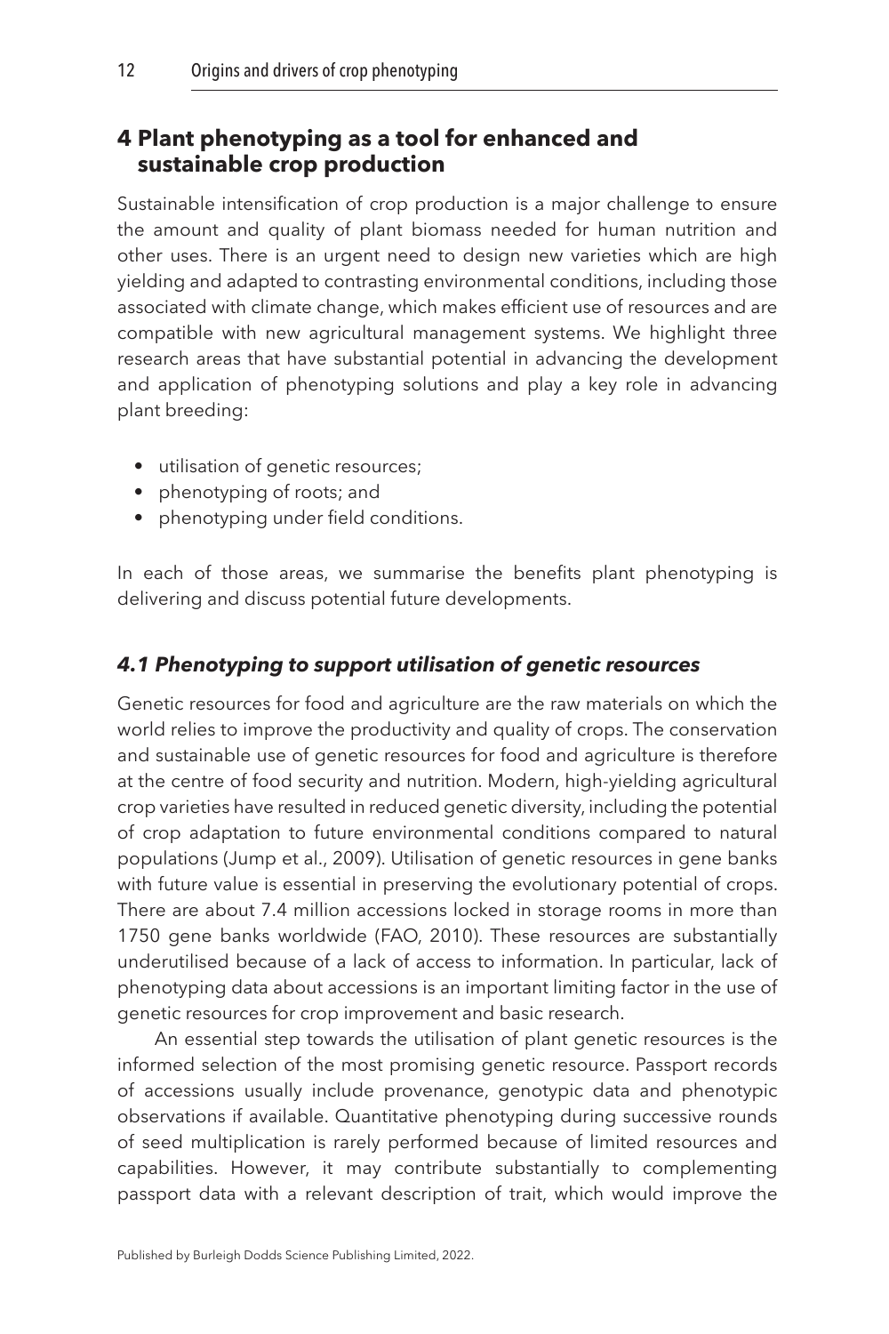## 4 Plant phenotyping as a tool for enhanced and sustainable crop production

Sustainable intensification of crop production is a major challenge to ensure the amount and quality of plant biomass needed for human nutrition and other uses. There is an urgent need to design new varieties which are high yielding and adapted to contrasting environmental conditions, including those associated with climate change, which makes efficient use of resources and are compatible with new agricultural management systems. We highlight three research areas that have substantial potential in advancing the development and application of phenotyping solutions and play a key role in advancing plant breeding:

- utilisation of genetic resources;
- phenotyping of roots; and
- phenotyping under field conditions.

In each of those areas, we summarise the benefits plant phenotyping is delivering and discuss potential future developments.

### *4.1 Phenotyping to support utilisation of genetic resources*

Genetic resources for food and agriculture are the raw materials on which the world relies to improve the productivity and quality of crops. The conservation and sustainable use of genetic resources for food and agriculture is therefore at the centre of food security and nutrition. Modern, high-yielding agricultural crop varieties have resulted in reduced genetic diversity, including the potential of crop adaptation to future environmental conditions compared to natural populations (Jump et al., 2009). Utilisation of genetic resources in gene banks with future value is essential in preserving the evolutionary potential of crops. There are about 7.4 million accessions locked in storage rooms in more than 1750 gene banks worldwide (FAO, 2010). These resources are substantially underutilised because of a lack of access to information. In particular, lack of phenotyping data about accessions is an important limiting factor in the use of genetic resources for crop improvement and basic research.

An essential step towards the utilisation of plant genetic resources is the informed selection of the most promising genetic resource. Passport records of accessions usually include provenance, genotypic data and phenotypic observations if available. Quantitative phenotyping during successive rounds of seed multiplication is rarely performed because of limited resources and capabilities. However, it may contribute substantially to complementing passport data with a relevant description of trait, which would improve the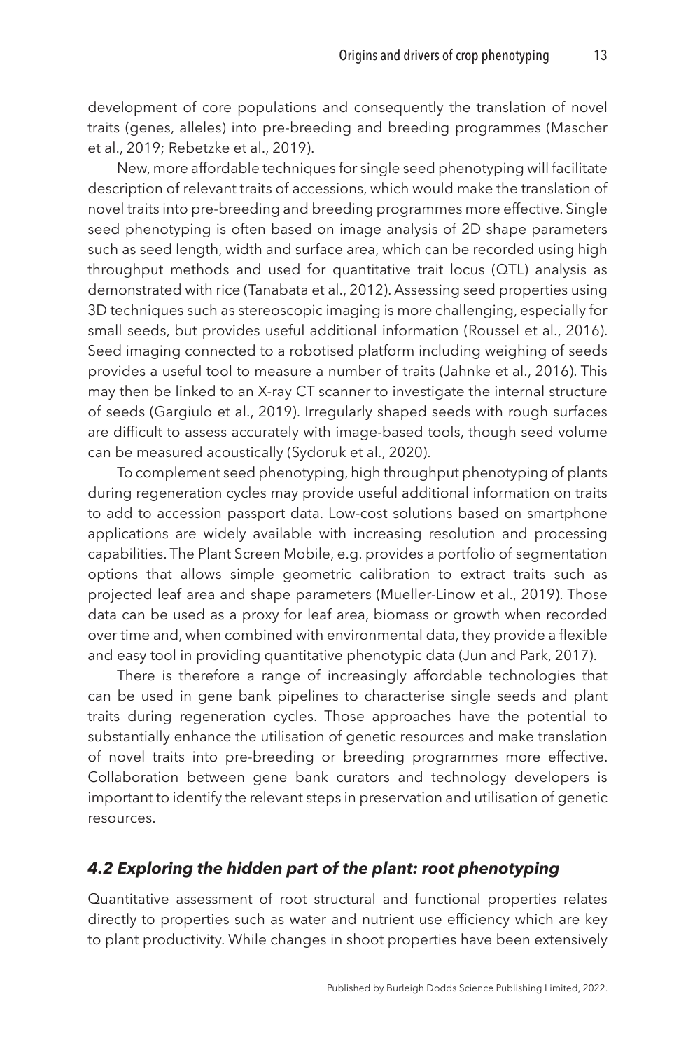development of core populations and consequently the translation of novel traits (genes, alleles) into pre-breeding and breeding programmes (Mascher et al., 2019; Rebetzke et al., 2019).

New, more affordable techniques for single seed phenotyping will facilitate description of relevant traits of accessions, which would make the translation of novel traits into pre-breeding and breeding programmes more effective. Single seed phenotyping is often based on image analysis of 2D shape parameters such as seed length, width and surface area, which can be recorded using high throughput methods and used for quantitative trait locus (QTL) analysis as demonstrated with rice (Tanabata et al., 2012). Assessing seed properties using 3D techniques such as stereoscopic imaging is more challenging, especially for small seeds, but provides useful additional information (Roussel et al., 2016). Seed imaging connected to a robotised platform including weighing of seeds provides a useful tool to measure a number of traits (Jahnke et al., 2016). This may then be linked to an X-ray CT scanner to investigate the internal structure of seeds (Gargiulo et al., 2019). Irregularly shaped seeds with rough surfaces are difficult to assess accurately with image-based tools, though seed volume can be measured acoustically (Sydoruk et al., 2020).

To complement seed phenotyping, high throughput phenotyping of plants during regeneration cycles may provide useful additional information on traits to add to accession passport data. Low-cost solutions based on smartphone applications are widely available with increasing resolution and processing capabilities. The Plant Screen Mobile, e.g. provides a portfolio of segmentation options that allows simple geometric calibration to extract traits such as projected leaf area and shape parameters (Mueller-Linow et al., 2019). Those data can be used as a proxy for leaf area, biomass or growth when recorded over time and, when combined with environmental data, they provide a flexible and easy tool in providing quantitative phenotypic data (Jun and Park, 2017).

There is therefore a range of increasingly affordable technologies that can be used in gene bank pipelines to characterise single seeds and plant traits during regeneration cycles. Those approaches have the potential to substantially enhance the utilisation of genetic resources and make translation of novel traits into pre-breeding or breeding programmes more effective. Collaboration between gene bank curators and technology developers is important to identify the relevant steps in preservation and utilisation of genetic resources.

### *4.2 Exploring the hidden part of the plant: root phenotyping*

Quantitative assessment of root structural and functional properties relates directly to properties such as water and nutrient use efficiency which are key to plant productivity. While changes in shoot properties have been extensively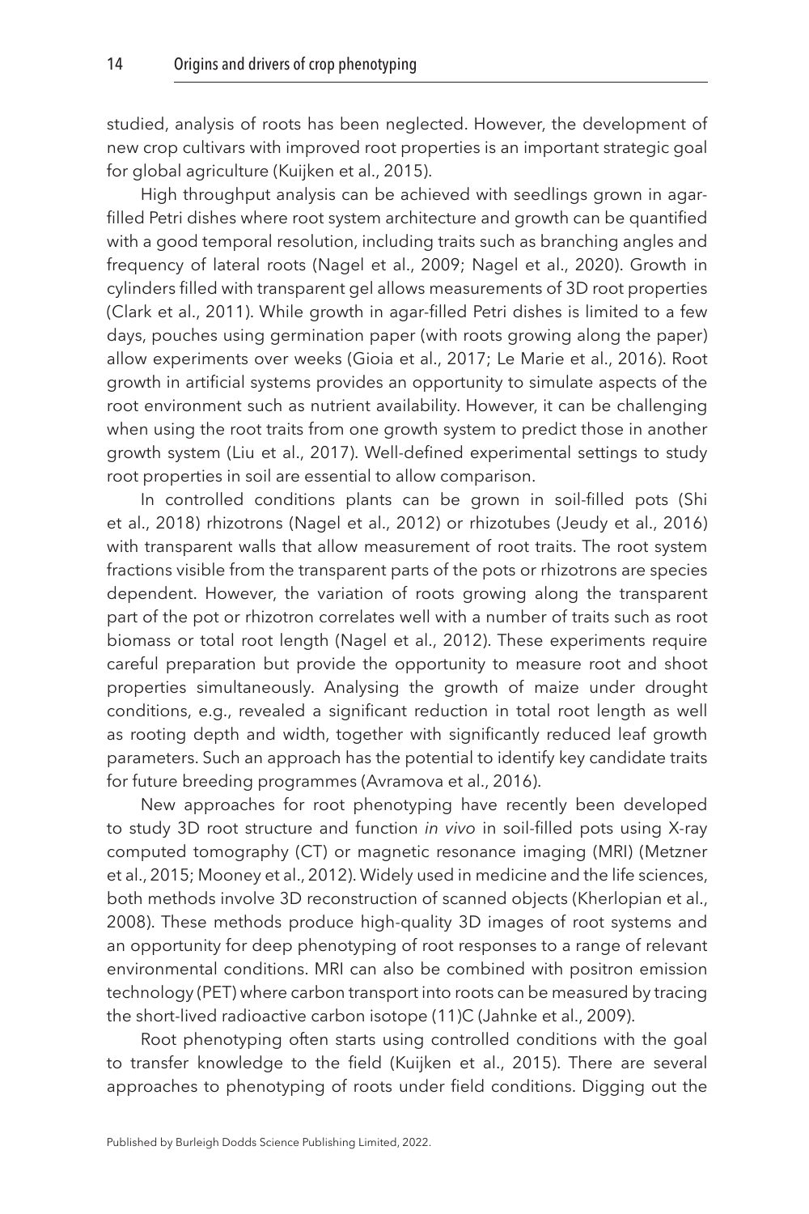studied, analysis of roots has been neglected. However, the development of new crop cultivars with improved root properties is an important strategic goal for global agriculture (Kuijken et al., 2015).

High throughput analysis can be achieved with seedlings grown in agar-filled Petri dishes where root system architecture and growth can be quantified with a good temporal resolution, including traits such as branching angles and frequency of lateral roots (Nagel et al., 2009; Nagel et al., 2020). Growth in cylinders filled with transparent gel allows measurements of 3D root properties (Clark et al., 2011). While growth in agar-filled Petri dishes is limited to a few days, pouches using germination paper (with roots growing along the paper) allow experiments over weeks (Gioia et al., 2017; Le Marie et al., 2016). Root growth in artificial systems provides an opportunity to simulate aspects of the root environment such as nutrient availability. However, it can be challenging when using the root traits from one growth system to predict those in another growth system (Liu et al., 2017). Well-defined experimental settings to study root properties in soil are essential to allow comparison.

In controlled conditions plants can be grown in soil-filled pots (Shi et al., 2018) rhizotrons (Nagel et al., 2012) or rhizotubes (Jeudy et al., 2016) with transparent walls that allow measurement of root traits. The root system fractions visible from the transparent parts of the pots or rhizotrons are species dependent. However, the variation of roots growing along the transparent part of the pot or rhizotron correlates well with a number of traits such as root biomass or total root length (Nagel et al., 2012). These experiments require careful preparation but provide the opportunity to measure root and shoot properties simultaneously. Analysing the growth of maize under drought conditions, e.g., revealed a significant reduction in total root length as well as rooting depth and width, together with significantly reduced leaf growth parameters. Such an approach has the potential to identify key candidate traits for future breeding programmes (Avramova et al., 2016).

New approaches for root phenotyping have recently been developed to study 3D root structure and function *in vivo* in soil-filled pots using X-ray computed tomography (CT) or magnetic resonance imaging (MRI) (Metzner et al., 2015; Mooney et al., 2012). Widely used in medicine and the life sciences, both methods involve 3D reconstruction of scanned objects (Kherlopian et al., 2008). These methods produce high-quality 3D images of root systems and an opportunity for deep phenotyping of root responses to a range of relevant environmental conditions. MRI can also be combined with positron emission technology (PET) where carbon transport into roots can be measured by tracing the short-lived radioactive carbon isotope (11)C (Jahnke et al., 2009).

Root phenotyping often starts using controlled conditions with the goal to transfer knowledge to the field (Kuijken et al., 2015). There are several approaches to phenotyping of roots under field conditions. Digging out the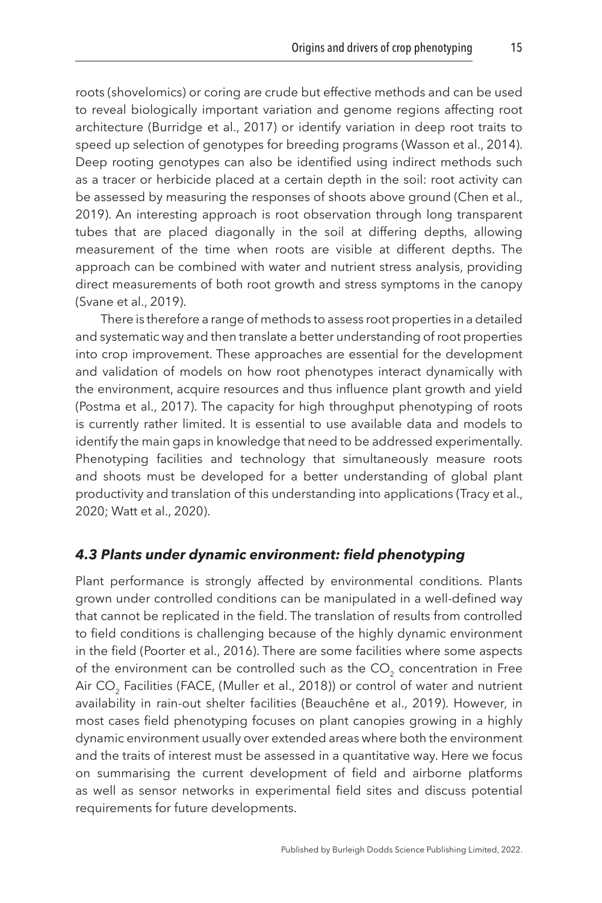roots (shovelomics) or coring are crude but effective methods and can be used to reveal biologically important variation and genome regions affecting root architecture (Burridge et al., 2017) or identify variation in deep root traits to speed up selection of genotypes for breeding programs (Wasson et al., 2014). Deep rooting genotypes can also be identified using indirect methods such as a tracer or herbicide placed at a certain depth in the soil: root activity can be assessed by measuring the responses of shoots above ground (Chen et al., 2019). An interesting approach is root observation through long transparent tubes that are placed diagonally in the soil at differing depths, allowing measurement of the time when roots are visible at different depths. The approach can be combined with water and nutrient stress analysis, providing direct measurements of both root growth and stress symptoms in the canopy (Svane et al., 2019).

There is therefore a range of methods to assess root properties in a detailed and systematic way and then translate a better understanding of root properties into crop improvement. These approaches are essential for the development and validation of models on how root phenotypes interact dynamically with the environment, acquire resources and thus influence plant growth and yield (Postma et al., 2017). The capacity for high throughput phenotyping of roots is currently rather limited. It is essential to use available data and models to identify the main gaps in knowledge that need to be addressed experimentally. Phenotyping facilities and technology that simultaneously measure roots and shoots must be developed for a better understanding of global plant productivity and translation of this understanding into applications (Tracy et al., 2020; Watt et al., 2020).

### *4.3 Plants under dynamic environment: field phenotyping*

Plant performance is strongly affected by environmental conditions. Plants grown under controlled conditions can be manipulated in a well-defined way that cannot be replicated in the field. The translation of results from controlled to field conditions is challenging because of the highly dynamic environment in the field (Poorter et al., 2016). There are some facilities where some aspects of the environment can be controlled such as the $CO_2$ concentration in Free Air $CO_2$ Facilities (FACE, (Muller et al., 2018)) or control of water and nutrient availability in rain-out shelter facilities (Beauchêne et al., 2019). However, in most cases field phenotyping focuses on plant canopies growing in a highly dynamic environment usually over extended areas where both the environment and the traits of interest must be assessed in a quantitative way. Here we focus on summarising the current development of field and airborne platforms as well as sensor networks in experimental field sites and discuss potential requirements for future developments.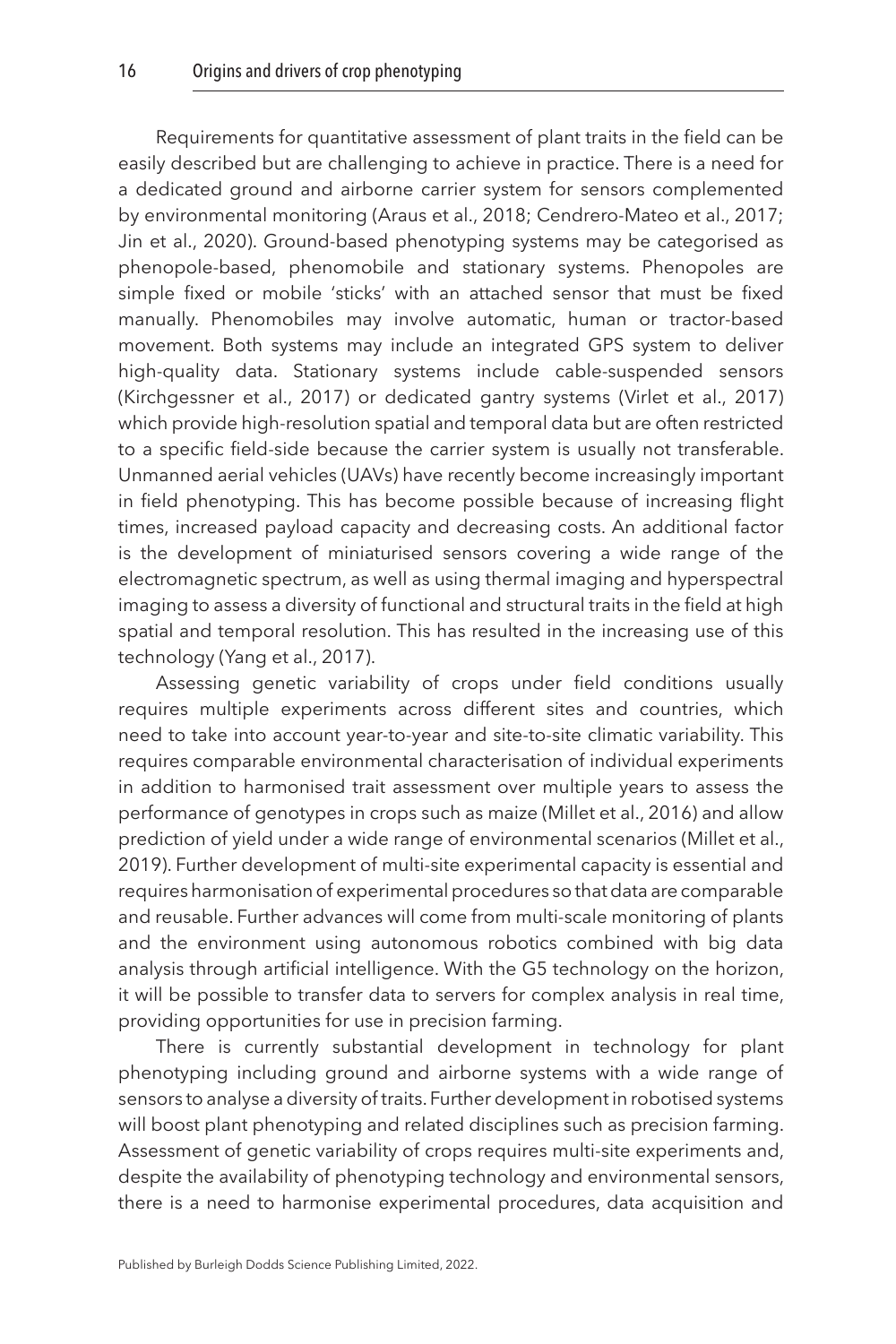Requirements for quantitative assessment of plant traits in the field can be easily described but are challenging to achieve in practice. There is a need for a dedicated ground and airborne carrier system for sensors complemented by environmental monitoring (Araus et al., 2018; Cendrero-Mateo et al., 2017; Jin et al., 2020). Ground-based phenotyping systems may be categorised as phenopole-based, phenomobile and stationary systems. Phenopoles are simple fixed or mobile 'sticks' with an attached sensor that must be fixed manually. Phenomobiles may involve automatic, human or tractor-based movement. Both systems may include an integrated GPS system to deliver high-quality data. Stationary systems include cable-suspended sensors (Kirchgessner et al., 2017) or dedicated gantry systems (Virlet et al., 2017) which provide high-resolution spatial and temporal data but are often restricted to a specific field-side because the carrier system is usually not transferable. Unmanned aerial vehicles (UAVs) have recently become increasingly important in field phenotyping. This has become possible because of increasing flight times, increased payload capacity and decreasing costs. An additional factor is the development of miniaturised sensors covering a wide range of the electromagnetic spectrum, as well as using thermal imaging and hyperspectral imaging to assess a diversity of functional and structural traits in the field at high spatial and temporal resolution. This has resulted in the increasing use of this technology (Yang et al., 2017).

Assessing genetic variability of crops under field conditions usually requires multiple experiments across different sites and countries, which need to take into account year-to-year and site-to-site climatic variability. This requires comparable environmental characterisation of individual experiments in addition to harmonised trait assessment over multiple years to assess the performance of genotypes in crops such as maize (Millet et al., 2016) and allow prediction of yield under a wide range of environmental scenarios (Millet et al., 2019). Further development of multi-site experimental capacity is essential and requires harmonisation of experimental procedures so that data are comparable and reusable. Further advances will come from multi-scale monitoring of plants and the environment using autonomous robotics combined with big data analysis through artificial intelligence. With the G5 technology on the horizon, it will be possible to transfer data to servers for complex analysis in real time, providing opportunities for use in precision farming.

There is currently substantial development in technology for plant phenotyping including ground and airborne systems with a wide range of sensors to analyse a diversity of traits. Further development in robotised systems will boost plant phenotyping and related disciplines such as precision farming. Assessment of genetic variability of crops requires multi-site experiments and, despite the availability of phenotyping technology and environmental sensors, there is a need to harmonise experimental procedures, data acquisition and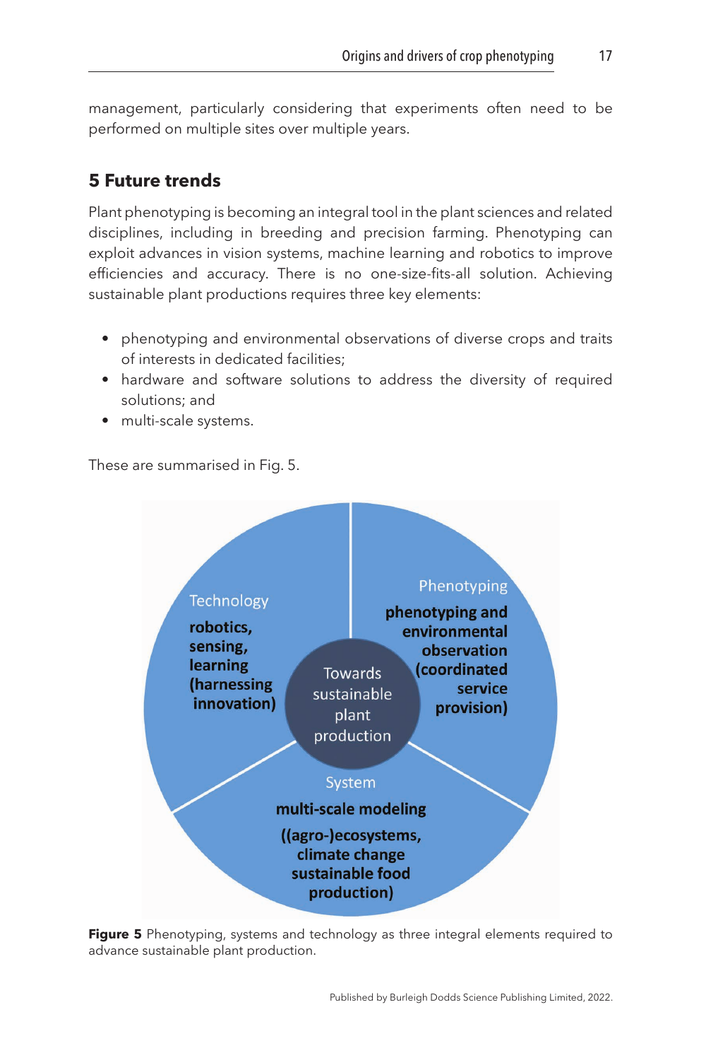management, particularly considering that experiments often need to be performed on multiple sites over multiple years.

## 5 Future trends

Plant phenotyping is becoming an integral tool in the plant sciences and related disciplines, including in breeding and precision farming. Phenotyping can exploit advances in vision systems, machine learning and robotics to improve efficiencies and accuracy. There is no one-size-fits-all solution. Achieving sustainable plant productions requires three key elements:

- phenotyping and environmental observations of diverse crops and traits of interests in dedicated facilities;
- hardware and software solutions to address the diversity of required solutions; and
- multi-scale systems.

These are summarised in Fig. 5.

Technology

**robotics, sensing, learning (harnessing innovation)**

Phenotyping

**phenotyping and environmental observation (coordinated service provision)**

Towards sustainable plant production

System

**multi-scale modeling ((agro-)ecosystems, climate change sustainable food production)**

**Figure 5** Phenotyping, systems and technology as three integral elements required to advance sustainable plant production.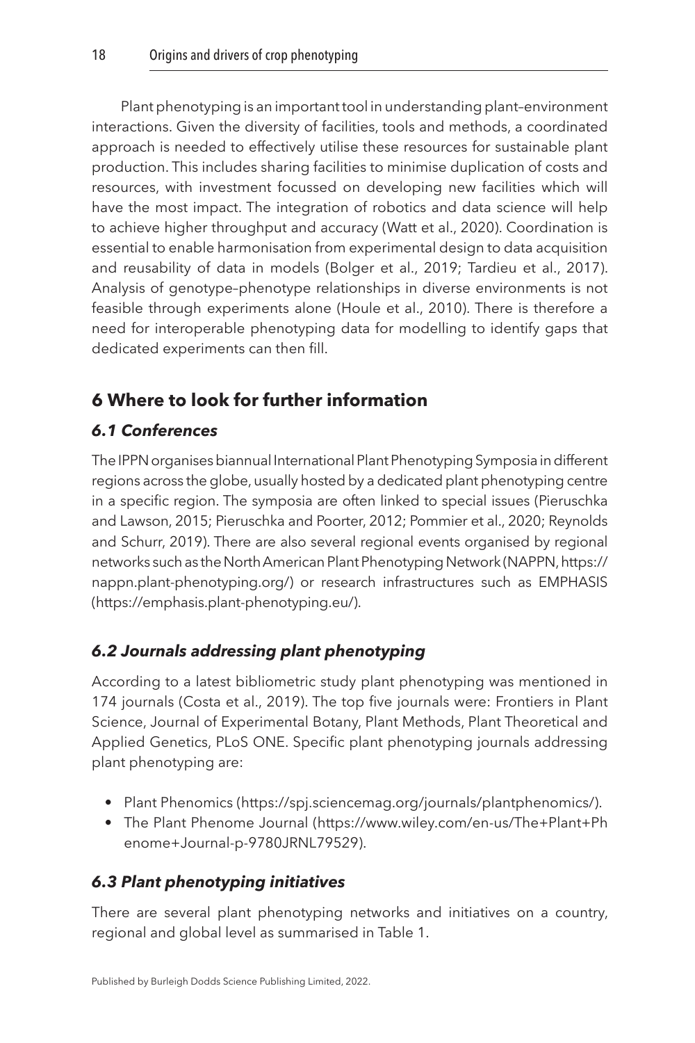Plant phenotyping is an important tool in understanding plant–environment interactions. Given the diversity of facilities, tools and methods, a coordinated approach is needed to effectively utilise these resources for sustainable plant production. This includes sharing facilities to minimise duplication of costs and resources, with investment focussed on developing new facilities which will have the most impact. The integration of robotics and data science will help to achieve higher throughput and accuracy (Watt et al., 2020). Coordination is essential to enable harmonisation from experimental design to data acquisition and reusability of data in models (Bolger et al., 2019; Tardieu et al., 2017). Analysis of genotype–phenotype relationships in diverse environments is not feasible through experiments alone (Houle et al., 2010). There is therefore a need for interoperable phenotyping data for modelling to identify gaps that dedicated experiments can then fill.

## 6 Where to look for further information

### 6.1 Conferences

The IPPN organises biannual International Plant Phenotyping Symposia in different regions across the globe, usually hosted by a dedicated plant phenotyping centre in a specific region. The symposia are often linked to special issues (Pieruschka and Lawson, 2015; Pieruschka and Poorter, 2012; Pommier et al., 2020; Reynolds and Schurr, 2019). There are also several regional events organised by regional networks such as the North American Plant Phenotyping Network (NAPPN, https://nappn.plant-phenotyping.org/) or research infrastructures such as EMPHASIS (https://emphasis.plant-phenotyping.eu/).

### 6.2 Journals addressing plant phenotyping

According to a latest bibliometric study plant phenotyping was mentioned in 174 journals (Costa et al., 2019). The top five journals were: Frontiers in Plant Science, Journal of Experimental Botany, Plant Methods, Plant Theoretical and Applied Genetics, PLoS ONE. Specific plant phenotyping journals addressing plant phenotyping are:

- Plant Phenomics (https://spj.sciencemag.org/journals/plantphenomics/).
- The Plant Phenome Journal (https://www.wiley.com/en-us/The+Plant+Phenome+Journal-p-9780JRNL79529).

### 6.3 Plant phenotyping initiatives

There are several plant phenotyping networks and initiatives on a country, regional and global level as summarised in Table 1.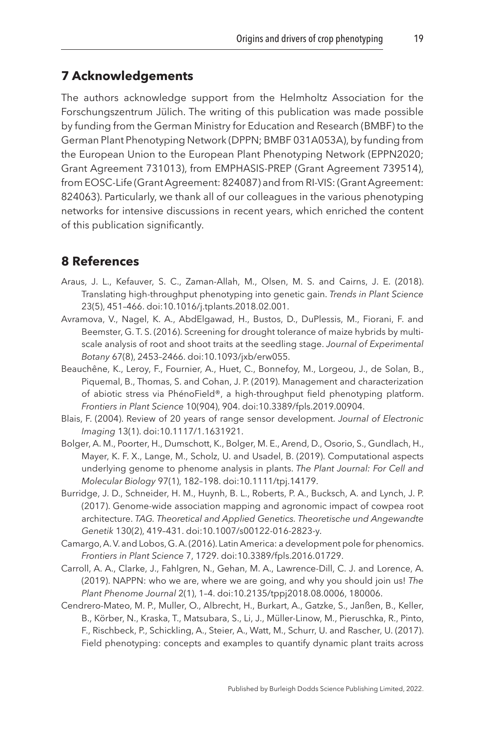## 7 Acknowledgements

The authors acknowledge support from the Helmholtz Association for the Forschungszentrum Jülich. The writing of this publication was made possible by funding from the German Ministry for Education and Research (BMBF) to the German Plant Phenotyping Network (DPPN; BMBF 031A053A), by funding from the European Union to the European Plant Phenotyping Network (EPPN2020; Grant Agreement 731013), from EMPHASIS-PREP (Grant Agreement 739514), from EOSC-Life (Grant Agreement: 824087) and from RI-VIS: (Grant Agreement: 824063). Particularly, we thank all of our colleagues in the various phenotyping networks for intensive discussions in recent years, which enriched the content of this publication significantly.

## 8 References

Araus, J. L., Kefauver, S. C., Zaman-Allah, M., Olsen, M. S. and Cairns, J. E. (2018). Translating high-throughput phenotyping into genetic gain. *Trends in Plant Science* 23(5), 451–466. doi:10.1016/j.tplants.2018.02.001.

Avramova, V., Nagel, K. A., AbdElgawad, H., Bustos, D., DuPlessis, M., Fiorani, F. and Beemster, G. T. S. (2016). Screening for drought tolerance of maize hybrids by multi-scale analysis of root and shoot traits at the seedling stage. *Journal of Experimental Botany* 67(8), 2453–2466. doi:10.1093/jxb/erw055.

Beauchêne, K., Leroy, F., Fournier, A., Huet, C., Bonnefoy, M., Lorgeou, J., de Solan, B., Piquemal, B., Thomas, S. and Cohan, J. P. (2019). Management and characterization of abiotic stress via PhénoField®, a high-throughput field phenotyping platform. *Frontiers in Plant Science* 10(904), 904. doi:10.3389/fpls.2019.00904.

Blais, F. (2004). Review of 20 years of range sensor development. *Journal of Electronic Imaging* 13(1). doi:10.1117/1.1631921.

Bolger, A. M., Poorter, H., Dumschott, K., Bolger, M. E., Arend, D., Osorio, S., Gundlach, H., Mayer, K. F. X., Lange, M., Scholz, U. and Usadel, B. (2019). Computational aspects underlying genome to phenome analysis in plants. *The Plant Journal: For Cell and Molecular Biology* 97(1), 182–198. doi:10.1111/tpj.14179.

Burridge, J. D., Schneider, H. M., Huynh, B. L., Roberts, P. A., Bucksch, A. and Lynch, J. P. (2017). Genome-wide association mapping and agronomic impact of cowpea root architecture. *TAG. Theoretical and Applied Genetics. Theoretische und Angewandte Genetik* 130(2), 419–431. doi:10.1007/s00122-016-2823-y.

Camargo, A. V. and Lobos, G. A. (2016). Latin America: a development pole for phenomics. *Frontiers in Plant Science* 7, 1729. doi:10.3389/fpls.2016.01729.

Carroll, A. A., Clarke, J., Fahlgren, N., Gehan, M. A., Lawrence-Dill, C. J. and Lorence, A. (2019). NAPPN: who we are, where we are going, and why you should join us! *The Plant Phenome Journal* 2(1), 1–4. doi:10.2135/tppj2018.08.0006, 180006.

Cendrero-Mateo, M. P., Muller, O., Albrecht, H., Burkart, A., Gatzke, S., Janßen, B., Keller, B., Körber, N., Kraska, T., Matsubara, S., Li, J., Müller-Linow, M., Pieruschka, R., Pinto, F., Rischbeck, P., Schickling, A., Steier, A., Watt, M., Schurr, U. and Rascher, U. (2017). Field phenotyping: concepts and examples to quantify dynamic plant traits across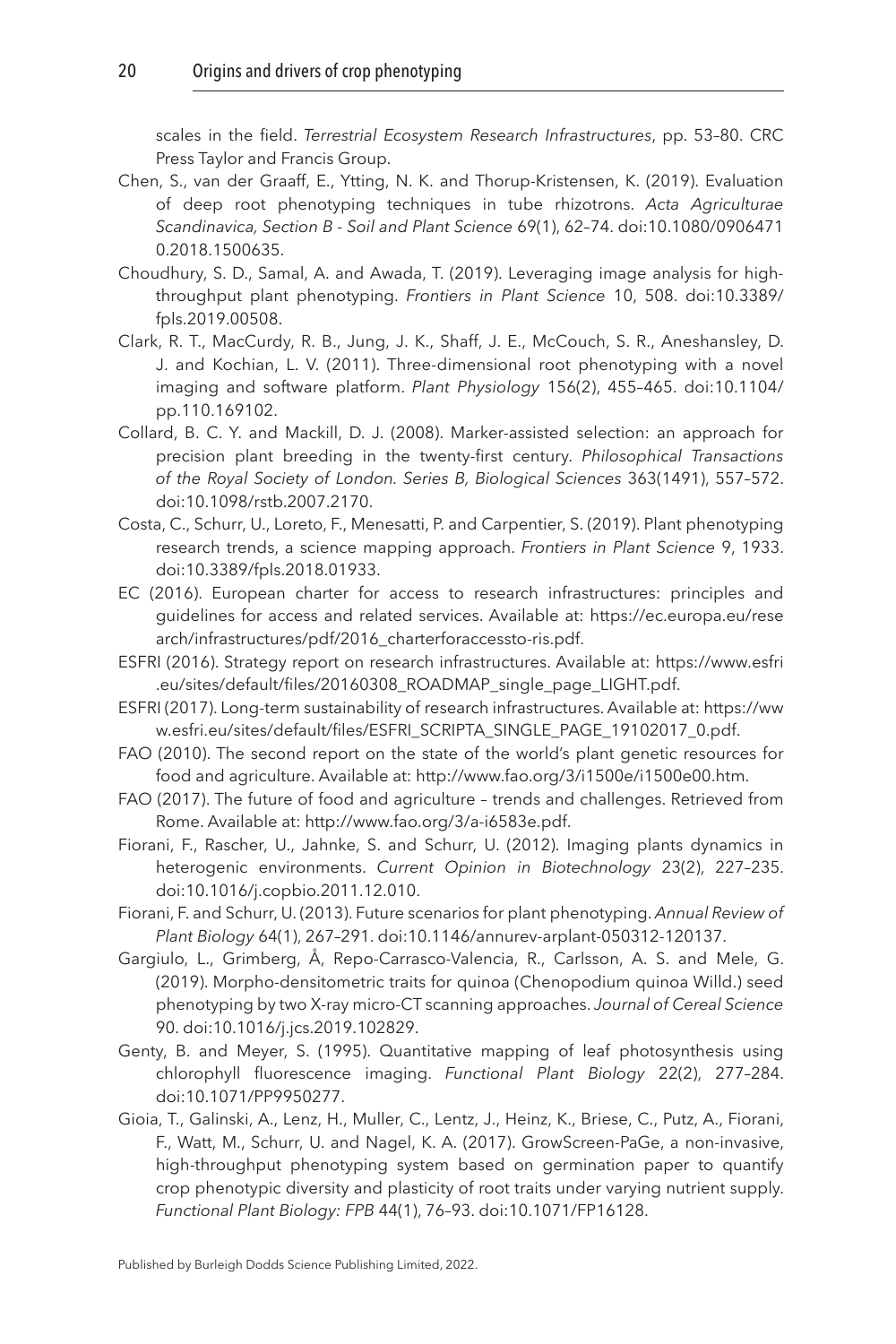scales in the field. *Terrestrial Ecosystem Research Infrastructures*, pp. 53–80. CRC Press Taylor and Francis Group.

Chen, S., van der Graaff, E., Ytting, N. K. and Thorup-Kristensen, K. (2019). Evaluation of deep root phenotyping techniques in tube rhizotrons. *Acta Agriculturae Scandinavica, Section B - Soil and Plant Science* 69(1), 62–74. doi:10.1080/09064710.2018.1500635.

Choudhury, S. D., Samal, A. and Awada, T. (2019). Leveraging image analysis for high-throughput plant phenotyping. *Frontiers in Plant Science* 10, 508. doi:10.3389/fpls.2019.00508.

Clark, R. T., MacCurdy, R. B., Jung, J. K., Shaff, J. E., McCouch, S. R., Aneshansley, D. J. and Kochian, L. V. (2011). Three-dimensional root phenotyping with a novel imaging and software platform. *Plant Physiology* 156(2), 455–465. doi:10.1104/pp.110.169102.

Collard, B. C. Y. and Mackill, D. J. (2008). Marker-assisted selection: an approach for precision plant breeding in the twenty-first century. *Philosophical Transactions of the Royal Society of London. Series B, Biological Sciences* 363(1491), 557–572. doi:10.1098/rstb.2007.2170.

Costa, C., Schurr, U., Loreto, F., Menesatti, P. and Carpentier, S. (2019). Plant phenotyping research trends, a science mapping approach. *Frontiers in Plant Science* 9, 1933. doi:10.3389/fpls.2018.01933.

EC (2016). European charter for access to research infrastructures: principles and guidelines for access and related services. Available at: https://ec.europa.eu/research/infrastructures/pdf/2016_charterforaccessto-ris.pdf.

ESFRI (2016). Strategy report on research infrastructures. Available at: https://www.esfri.eu/sites/default/files/20160308_ROADMAP_single_page_LIGHT.pdf.

ESFRI (2017). Long-term sustainability of research infrastructures. Available at: https://www.esfri.eu/sites/default/files/ESFRI_SCRIPTA_SINGLE_PAGE_19102017_0.pdf.

FAO (2010). The second report on the state of the world's plant genetic resources for food and agriculture. Available at: http://www.fao.org/3/i1500e/i1500e00.htm.

FAO (2017). The future of food and agriculture – trends and challenges. Retrieved from Rome. Available at: http://www.fao.org/3/a-i6583e.pdf.

Fiorani, F., Rascher, U., Jahnke, S. and Schurr, U. (2012). Imaging plants dynamics in heterogenic environments. *Current Opinion in Biotechnology* 23(2), 227–235. doi:10.1016/j.copbio.2011.12.010.

Fiorani, F. and Schurr, U. (2013). Future scenarios for plant phenotyping. *Annual Review of Plant Biology* 64(1), 267–291. doi:10.1146/annurev-arplant-050312-120137.

Gargiulo, L., Grimberg, Å, Repo-Carrasco-Valencia, R., Carlsson, A. S. and Mele, G. (2019). Morpho-densitometric traits for quinoa (Chenopodium quinoa Willd.) seed phenotyping by two X-ray micro-CT scanning approaches. *Journal of Cereal Science* 90. doi:10.1016/j.jcs.2019.102829.

Genty, B. and Meyer, S. (1995). Quantitative mapping of leaf photosynthesis using chlorophyll fluorescence imaging. *Functional Plant Biology* 22(2), 277–284. doi:10.1071/PP9950277.

Gioia, T., Galinski, A., Lenz, H., Muller, C., Lentz, J., Heinz, K., Briese, C., Putz, A., Fiorani, F., Watt, M., Schurr, U. and Nagel, K. A. (2017). GrowScreen-PaGe, a non-invasive, high-throughput phenotyping system based on germination paper to quantify crop phenotypic diversity and plasticity of root traits under varying nutrient supply. *Functional Plant Biology: FPB* 44(1), 76–93. doi:10.1071/FP16128.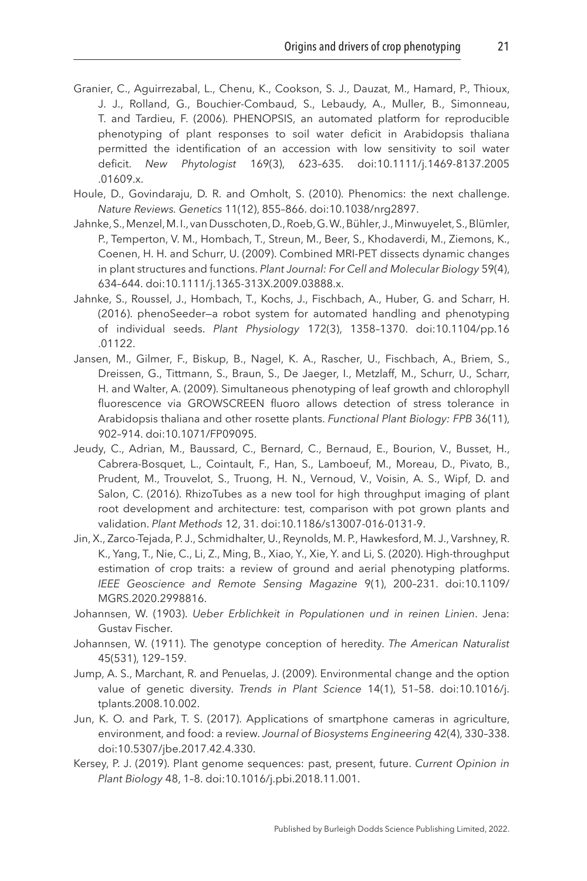Granier, C., Aguirrezabal, L., Chenu, K., Cookson, S. J., Dauzat, M., Hamard, P., Thioux, J. J., Rolland, G., Bouchier-Combaud, S., Lebaudy, A., Muller, B., Simonneau, T. and Tardieu, F. (2006). PHENOPSIS, an automated platform for reproducible phenotyping of plant responses to soil water deficit in Arabidopsis thaliana permitted the identification of an accession with low sensitivity to soil water deficit. *New Phytologist* 169(3), 623–635. doi:10.1111/j.1469-8137.2005.01609.x.

Houle, D., Govindaraju, D. R. and Omholt, S. (2010). Phenomics: the next challenge. *Nature Reviews. Genetics* 11(12), 855–866. doi:10.1038/nrg2897.

Jahnke, S., Menzel, M. I., van Dusschoten, D., Roeb, G. W., Bühler, J., Minwuyelet, S., Blümler, P., Temperton, V. M., Hombach, T., Streun, M., Beer, S., Khodaverdi, M., Ziemons, K., Coenen, H. H. and Schurr, U. (2009). Combined MRI-PET dissects dynamic changes in plant structures and functions. *Plant Journal: For Cell and Molecular Biology* 59(4), 634–644. doi:10.1111/j.1365-313X.2009.03888.x.

Jahnke, S., Roussel, J., Hombach, T., Kochs, J., Fischbach, A., Huber, G. and Scharr, H. (2016). phenoSeeder—a robot system for automated handling and phenotyping of individual seeds. *Plant Physiology* 172(3), 1358–1370. doi:10.1104/pp.16.01122.

Jansen, M., Gilmer, F., Biskup, B., Nagel, K. A., Rascher, U., Fischbach, A., Briem, S., Dreissen, G., Tittmann, S., Braun, S., De Jaeger, I., Metzlaff, M., Schurr, U., Scharr, H. and Walter, A. (2009). Simultaneous phenotyping of leaf growth and chlorophyll fluorescence via GROWSCREEN fluoro allows detection of stress tolerance in Arabidopsis thaliana and other rosette plants. *Functional Plant Biology: FPB* 36(11), 902–914. doi:10.1071/FP09095.

Jeudy, C., Adrian, M., Baussard, C., Bernard, C., Bernaud, E., Bourion, V., Busset, H., Cabrera-Bosquet, L., Cointault, F., Han, S., Lamboeuf, M., Moreau, D., Pivato, B., Prudent, M., Trouvelot, S., Truong, H. N., Vernoud, V., Voisin, A. S., Wipf, D. and Salon, C. (2016). RhizoTubes as a new tool for high throughput imaging of plant root development and architecture: test, comparison with pot grown plants and validation. *Plant Methods* 12, 31. doi:10.1186/s13007-016-0131-9.

Jin, X., Zarco-Tejada, P. J., Schmidhalter, U., Reynolds, M. P., Hawkesford, M. J., Varshney, R. K., Yang, T., Nie, C., Li, Z., Ming, B., Xiao, Y., Xie, Y. and Li, S. (2020). High-throughput estimation of crop traits: a review of ground and aerial phenotyping platforms. *IEEE Geoscience and Remote Sensing Magazine* 9(1), 200–231. doi:10.1109/MGRS.2020.2998816.

Johannsen, W. (1903). *Ueber Erblichkeit in Populationen und in reinen Linien*. Jena: Gustav Fischer.

Johannsen, W. (1911). The genotype conception of heredity. *The American Naturalist* 45(531), 129–159.

Jump, A. S., Marchant, R. and Penuelas, J. (2009). Environmental change and the option value of genetic diversity. *Trends in Plant Science* 14(1), 51–58. doi:10.1016/j.tplants.2008.10.002.

Jun, K. O. and Park, T. S. (2017). Applications of smartphone cameras in agriculture, environment, and food: a review. *Journal of Biosystems Engineering* 42(4), 330–338. doi:10.5307/jbe.2017.42.4.330.

Kersey, P. J. (2019). Plant genome sequences: past, present, future. *Current Opinion in Plant Biology* 48, 1–8. doi:10.1016/j.pbi.2018.11.001.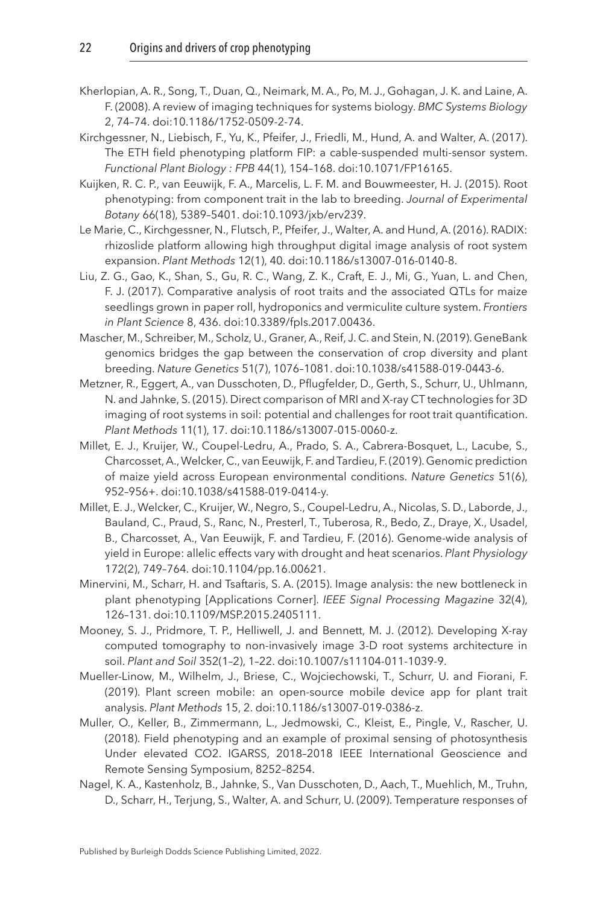Kherlopian, A. R., Song, T., Duan, Q., Neimark, M. A., Po, M. J., Gohagan, J. K. and Laine, A. F. (2008). A review of imaging techniques for systems biology. *BMC Systems Biology* 2, 74–74. doi:10.1186/1752-0509-2-74.

Kirchgessner, N., Liebisch, F., Yu, K., Pfeifer, J., Friedli, M., Hund, A. and Walter, A. (2017). The ETH field phenotyping platform FIP: a cable-suspended multi-sensor system. *Functional Plant Biology : FPB* 44(1), 154–168. doi:10.1071/FP16165.

Kuijken, R. C. P., van Eeuwijk, F. A., Marcelis, L. F. M. and Bouwmeester, H. J. (2015). Root phenotyping: from component trait in the lab to breeding. *Journal of Experimental Botany* 66(18), 5389–5401. doi:10.1093/jxb/erv239.

Le Marie, C., Kirchgessner, N., Flutsch, P., Pfeifer, J., Walter, A. and Hund, A. (2016). RADIX: rhizoslide platform allowing high throughput digital image analysis of root system expansion. *Plant Methods* 12(1), 40. doi:10.1186/s13007-016-0140-8.

Liu, Z. G., Gao, K., Shan, S., Gu, R. C., Wang, Z. K., Craft, E. J., Mi, G., Yuan, L. and Chen, F. J. (2017). Comparative analysis of root traits and the associated QTLs for maize seedlings grown in paper roll, hydroponics and vermiculite culture system. *Frontiers in Plant Science* 8, 436. doi:10.3389/fpls.2017.00436.

Mascher, M., Schreiber, M., Scholz, U., Graner, A., Reif, J. C. and Stein, N. (2019). GeneBank genomics bridges the gap between the conservation of crop diversity and plant breeding. *Nature Genetics* 51(7), 1076–1081. doi:10.1038/s41588-019-0443-6.

Metzner, R., Eggert, A., van Dusschoten, D., Pflugfelder, D., Gerth, S., Schurr, U., Uhlmann, N. and Jahnke, S. (2015). Direct comparison of MRI and X-ray CT technologies for 3D imaging of root systems in soil: potential and challenges for root trait quantification. *Plant Methods* 11(1), 17. doi:10.1186/s13007-015-0060-z.

Millet, E. J., Kruijer, W., Coupel-Ledru, A., Prado, S. A., Cabrera-Bosquet, L., Lacube, S., Charcosset, A., Welcker, C., van Eeuwijk, F. and Tardieu, F. (2019). Genomic prediction of maize yield across European environmental conditions. *Nature Genetics* 51(6), 952–956+. doi:10.1038/s41588-019-0414-y.

Millet, E. J., Welcker, C., Kruijer, W., Negro, S., Coupel-Ledru, A., Nicolas, S. D., Laborde, J., Bauland, C., Praud, S., Ranc, N., Presterl, T., Tuberosa, R., Bedo, Z., Draye, X., Usadel, B., Charcosset, A., Van Eeuwijk, F. and Tardieu, F. (2016). Genome-wide analysis of yield in Europe: allelic effects vary with drought and heat scenarios. *Plant Physiology* 172(2), 749–764. doi:10.1104/pp.16.00621.

Minervini, M., Scharr, H. and Tsaftaris, S. A. (2015). Image analysis: the new bottleneck in plant phenotyping [Applications Corner]. *IEEE Signal Processing Magazine* 32(4), 126–131. doi:10.1109/MSP.2015.2405111.

Mooney, S. J., Pridmore, T. P., Helliwell, J. and Bennett, M. J. (2012). Developing X-ray computed tomography to non-invasively image 3-D root systems architecture in soil. *Plant and Soil* 352(1–2), 1–22. doi:10.1007/s11104-011-1039-9.

Mueller-Linow, M., Wilhelm, J., Briese, C., Wojciechowski, T., Schurr, U. and Fiorani, F. (2019). Plant screen mobile: an open-source mobile device app for plant trait analysis. *Plant Methods* 15, 2. doi:10.1186/s13007-019-0386-z.

Muller, O., Keller, B., Zimmermann, L., Jedmowski, C., Kleist, E., Pingle, V., Rascher, U. (2018). Field phenotyping and an example of proximal sensing of photosynthesis Under elevated CO2. IGARSS, 2018–2018 IEEE International Geoscience and Remote Sensing Symposium, 8252–8254.

Nagel, K. A., Kastenholz, B., Jahnke, S., Van Dusschoten, D., Aach, T., Muehlich, M., Truhn, D., Scharr, H., Terjung, S., Walter, A. and Schurr, U. (2009). Temperature responses of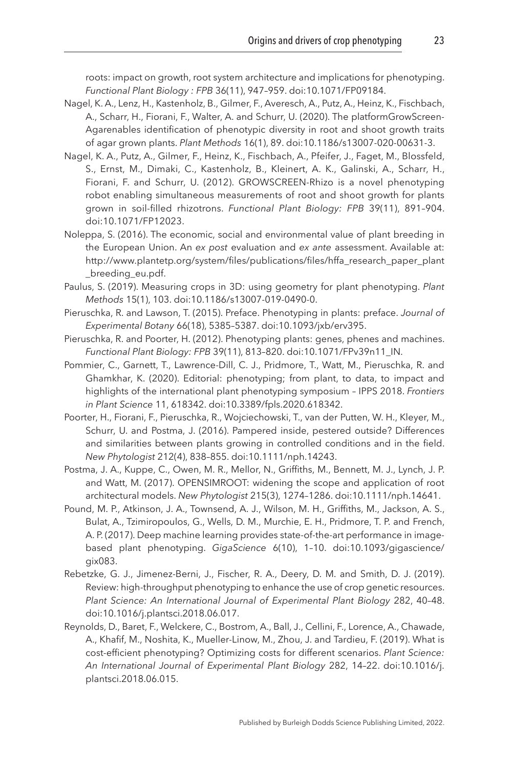roots: impact on growth, root system architecture and implications for phenotyping. *Functional Plant Biology : FPB* 36(11), 947–959. doi:10.1071/FP09184.

Nagel, K. A., Lenz, H., Kastenholz, B., Gilmer, F., Averesch, A., Putz, A., Heinz, K., Fischbach, A., Scharr, H., Fiorani, F., Walter, A. and Schurr, U. (2020). The platformGrowScreen-Agarenables identification of phenotypic diversity in root and shoot growth traits of agar grown plants. *Plant Methods* 16(1), 89. doi:10.1186/s13007-020-00631-3.

Nagel, K. A., Putz, A., Gilmer, F., Heinz, K., Fischbach, A., Pfeifer, J., Faget, M., Blossfeld, S., Ernst, M., Dimaki, C., Kastenholz, B., Kleinert, A. K., Galinski, A., Scharr, H., Fiorani, F. and Schurr, U. (2012). GROWSCREEN-Rhizo is a novel phenotyping robot enabling simultaneous measurements of root and shoot growth for plants grown in soil-filled rhizotrons. *Functional Plant Biology: FPB* 39(11), 891–904. doi:10.1071/FP12023.

Noleppa, S. (2016). The economic, social and environmental value of plant breeding in the European Union. An *ex post* evaluation and *ex ante* assessment. Available at: http://www.plantetp.org/system/files/publications/files/hffa_research_paper_plant_breeding_eu.pdf.

Paulus, S. (2019). Measuring crops in 3D: using geometry for plant phenotyping. *Plant Methods* 15(1), 103. doi:10.1186/s13007-019-0490-0.

Pieruschka, R. and Lawson, T. (2015). Preface. Phenotyping in plants: preface. *Journal of Experimental Botany* 66(18), 5385–5387. doi:10.1093/jxb/erv395.

Pieruschka, R. and Poorter, H. (2012). Phenotyping plants: genes, phenes and machines. *Functional Plant Biology: FPB* 39(11), 813–820. doi:10.1071/FPv39n11_IN.

Pommier, C., Garnett, T., Lawrence-Dill, C. J., Pridmore, T., Watt, M., Pieruschka, R. and Ghamkhar, K. (2020). Editorial: phenotyping; from plant, to data, to impact and highlights of the international plant phenotyping symposium – IPPS 2018. *Frontiers in Plant Science* 11, 618342. doi:10.3389/fpls.2020.618342.

Poorter, H., Fiorani, F., Pieruschka, R., Wojciechowski, T., van der Putten, W. H., Kleyer, M., Schurr, U. and Postma, J. (2016). Pampered inside, pestered outside? Differences and similarities between plants growing in controlled conditions and in the field. *New Phytologist* 212(4), 838–855. doi:10.1111/nph.14243.

Postma, J. A., Kuppe, C., Owen, M. R., Mellor, N., Griffiths, M., Bennett, M. J., Lynch, J. P. and Watt, M. (2017). OPENSIMROOT: widening the scope and application of root architectural models. *New Phytologist* 215(3), 1274–1286. doi:10.1111/nph.14641.

Pound, M. P., Atkinson, J. A., Townsend, A. J., Wilson, M. H., Griffiths, M., Jackson, A. S., Bulat, A., Tzimiropoulos, G., Wells, D. M., Murchie, E. H., Pridmore, T. P. and French, A. P. (2017). Deep machine learning provides state-of-the-art performance in image-based plant phenotyping. *GigaScience* 6(10), 1–10. doi:10.1093/gigascience/gix083.

Rebetzke, G. J., Jimenez-Berni, J., Fischer, R. A., Deery, D. M. and Smith, D. J. (2019). Review: high-throughput phenotyping to enhance the use of crop genetic resources. *Plant Science: An International Journal of Experimental Plant Biology* 282, 40–48. doi:10.1016/j.plantsci.2018.06.017.

Reynolds, D., Baret, F., Welckere, C., Bostrom, A., Ball, J., Cellini, F., Lorence, A., Chawade, A., Khafif, M., Noshita, K., Mueller-Linow, M., Zhou, J. and Tardieu, F. (2019). What is cost-efficient phenotyping? Optimizing costs for different scenarios. *Plant Science: An International Journal of Experimental Plant Biology* 282, 14–22. doi:10.1016/j.plantsci.2018.06.015.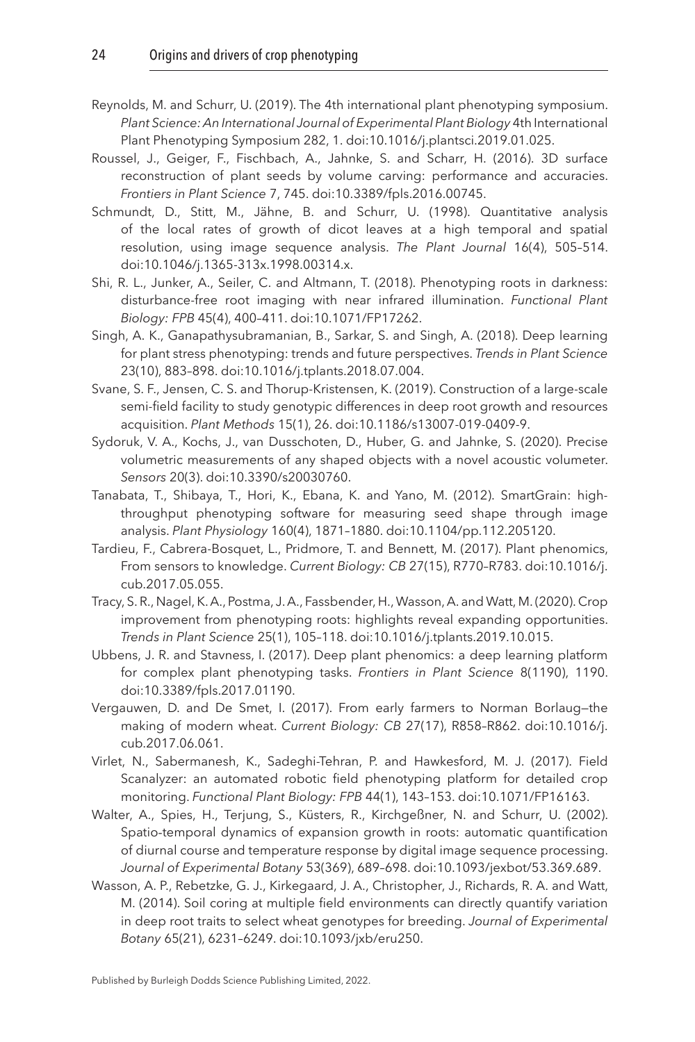Reynolds, M. and Schurr, U. (2019). The 4th international plant phenotyping symposium. *Plant Science: An International Journal of Experimental Plant Biology* 4th International Plant Phenotyping Symposium 282, 1. doi:10.1016/j.plantsci.2019.01.025.

Roussel, J., Geiger, F., Fischbach, A., Jahnke, S. and Scharr, H. (2016). 3D surface reconstruction of plant seeds by volume carving: performance and accuracies. *Frontiers in Plant Science* 7, 745. doi:10.3389/fpls.2016.00745.

Schmundt, D., Stitt, M., Jähne, B. and Schurr, U. (1998). Quantitative analysis of the local rates of growth of dicot leaves at a high temporal and spatial resolution, using image sequence analysis. *The Plant Journal* 16(4), 505–514. doi:10.1046/j.1365-313x.1998.00314.x.

Shi, R. L., Junker, A., Seiler, C. and Altmann, T. (2018). Phenotyping roots in darkness: disturbance-free root imaging with near infrared illumination. *Functional Plant Biology: FPB* 45(4), 400–411. doi:10.1071/FP17262.

Singh, A. K., Ganapathysubramanian, B., Sarkar, S. and Singh, A. (2018). Deep learning for plant stress phenotyping: trends and future perspectives. *Trends in Plant Science* 23(10), 883–898. doi:10.1016/j.tplants.2018.07.004.

Svane, S. F., Jensen, C. S. and Thorup-Kristensen, K. (2019). Construction of a large-scale semi-field facility to study genotypic differences in deep root growth and resources acquisition. *Plant Methods* 15(1), 26. doi:10.1186/s13007-019-0409-9.

Sydoruk, V. A., Kochs, J., van Dusschoten, D., Huber, G. and Jahnke, S. (2020). Precise volumetric measurements of any shaped objects with a novel acoustic volumeter. *Sensors* 20(3). doi:10.3390/s20030760.

Tanabata, T., Shibaya, T., Hori, K., Ebana, K. and Yano, M. (2012). SmartGrain: high-throughput phenotyping software for measuring seed shape through image analysis. *Plant Physiology* 160(4), 1871–1880. doi:10.1104/pp.112.205120.

Tardieu, F., Cabrera-Bosquet, L., Pridmore, T. and Bennett, M. (2017). Plant phenomics, From sensors to knowledge. *Current Biology: CB* 27(15), R770–R783. doi:10.1016/j.cub.2017.05.055.

Tracy, S. R., Nagel, K. A., Postma, J. A., Fassbender, H., Wasson, A. and Watt, M. (2020). Crop improvement from phenotyping roots: highlights reveal expanding opportunities. *Trends in Plant Science* 25(1), 105–118. doi:10.1016/j.tplants.2019.10.015.

Ubbens, J. R. and Stavness, I. (2017). Deep plant phenomics: a deep learning platform for complex plant phenotyping tasks. *Frontiers in Plant Science* 8(1190), 1190. doi:10.3389/fpls.2017.01190.

Vergauwen, D. and De Smet, I. (2017). From early farmers to Norman Borlaug—the making of modern wheat. *Current Biology: CB* 27(17), R858–R862. doi:10.1016/j.cub.2017.06.061.

Virlet, N., Sabermanesh, K., Sadeghi-Tehran, P. and Hawkesford, M. J. (2017). Field Scanalyzer: an automated robotic field phenotyping platform for detailed crop monitoring. *Functional Plant Biology: FPB* 44(1), 143–153. doi:10.1071/FP16163.

Walter, A., Spies, H., Terjung, S., Küsters, R., Kirchgeßner, N. and Schurr, U. (2002). Spatio-temporal dynamics of expansion growth in roots: automatic quantification of diurnal course and temperature response by digital image sequence processing. *Journal of Experimental Botany* 53(369), 689–698. doi:10.1093/jexbot/53.369.689.

Wasson, A. P., Rebetzke, G. J., Kirkegaard, J. A., Christopher, J., Richards, R. A. and Watt, M. (2014). Soil coring at multiple field environments can directly quantify variation in deep root traits to select wheat genotypes for breeding. *Journal of Experimental Botany* 65(21), 6231–6249. doi:10.1093/jxb/eru250.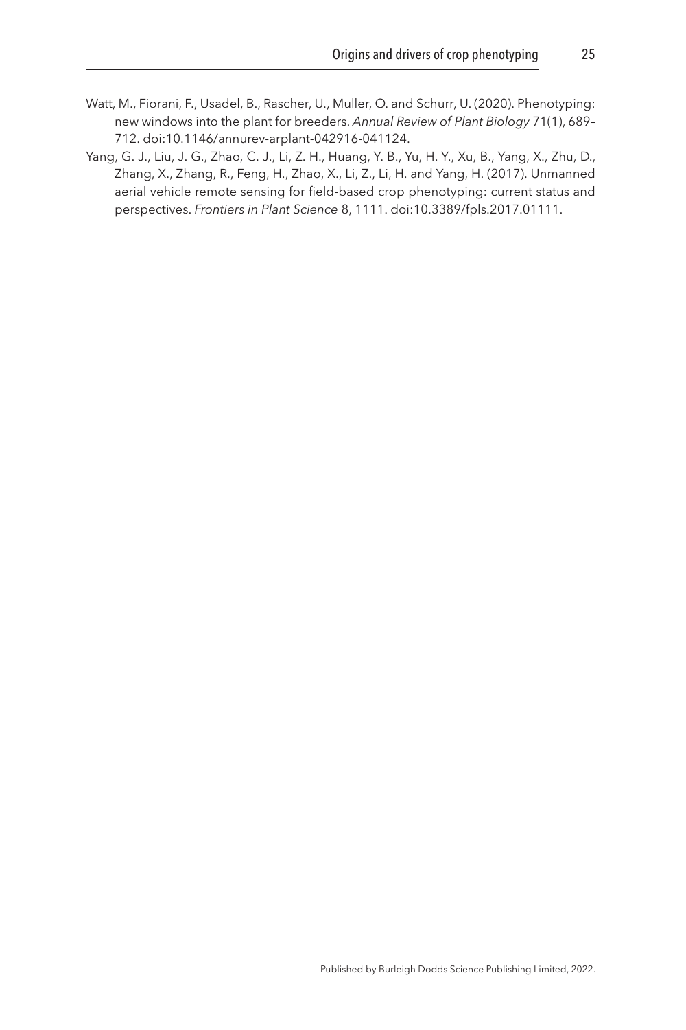Watt, M., Fiorani, F., Usadel, B., Rascher, U., Muller, O. and Schurr, U. (2020). Phenotyping: new windows into the plant for breeders. *Annual Review of Plant Biology* 71(1), 689–712. doi:10.1146/annurev-arplant-042916-041124.

Yang, G. J., Liu, J. G., Zhao, C. J., Li, Z. H., Huang, Y. B., Yu, H. Y., Xu, B., Yang, X., Zhu, D., Zhang, X., Zhang, R., Feng, H., Zhao, X., Li, Z., Li, H. and Yang, H. (2017). Unmanned aerial vehicle remote sensing for field-based crop phenotyping: current status and perspectives. *Frontiers in Plant Science* 8, 1111. doi:10.3389/fpls.2017.01111.